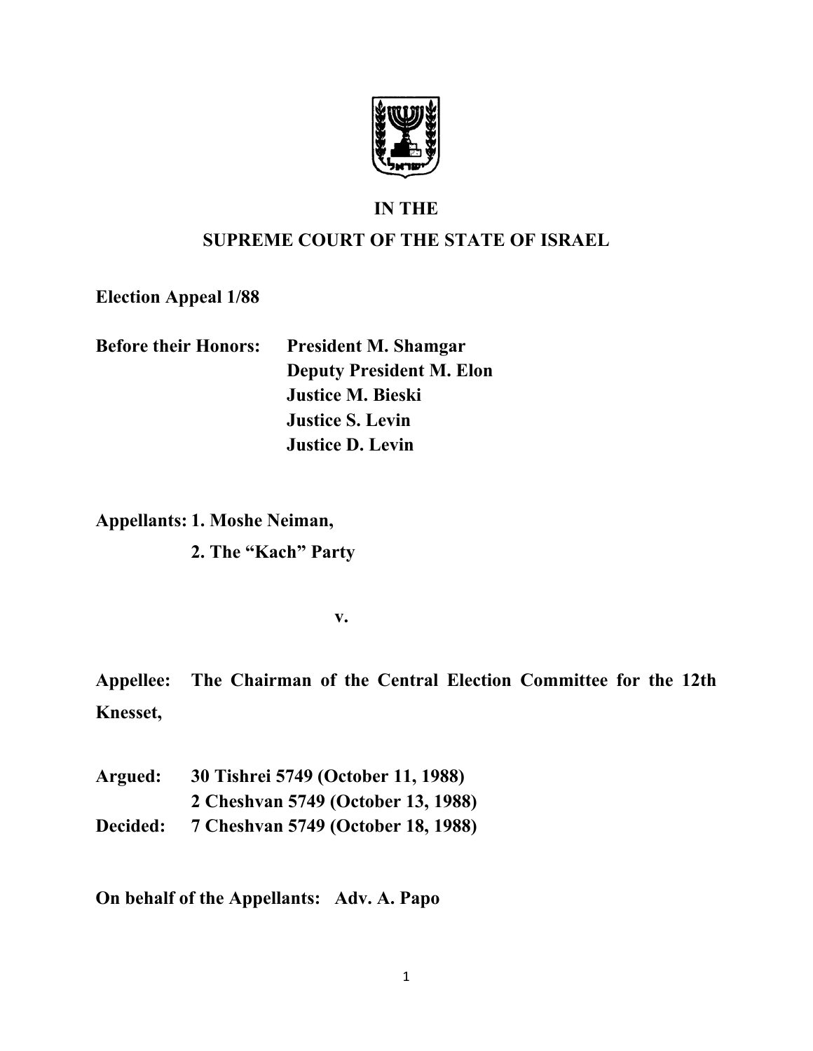**IN THE**

**SUPREME COURT OF THE STATE OF ISRAEL**

**Election Appeal 1/88**

**Before their Honors:** **President M. Shamgar**
**Deputy President M. Elon**
**Justice M. Bieski**
**Justice S. Levin**
**Justice D. Levin**

**Appellants: 1. Moshe Neiman,**
**2. The "Kach" Party**

**v.**

**Appellee: The Chairman of the Central Election Committee for the 12th Knesset,**

**Argued:** **30 Tishrei 5749 (October 11, 1988)**
**2 Cheshvan 5749 (October 13, 1988)**
**Decided:** **7 Cheshvan 5749 (October 18, 1988)**

**On behalf of the Appellants:** **Adv. A. Papo**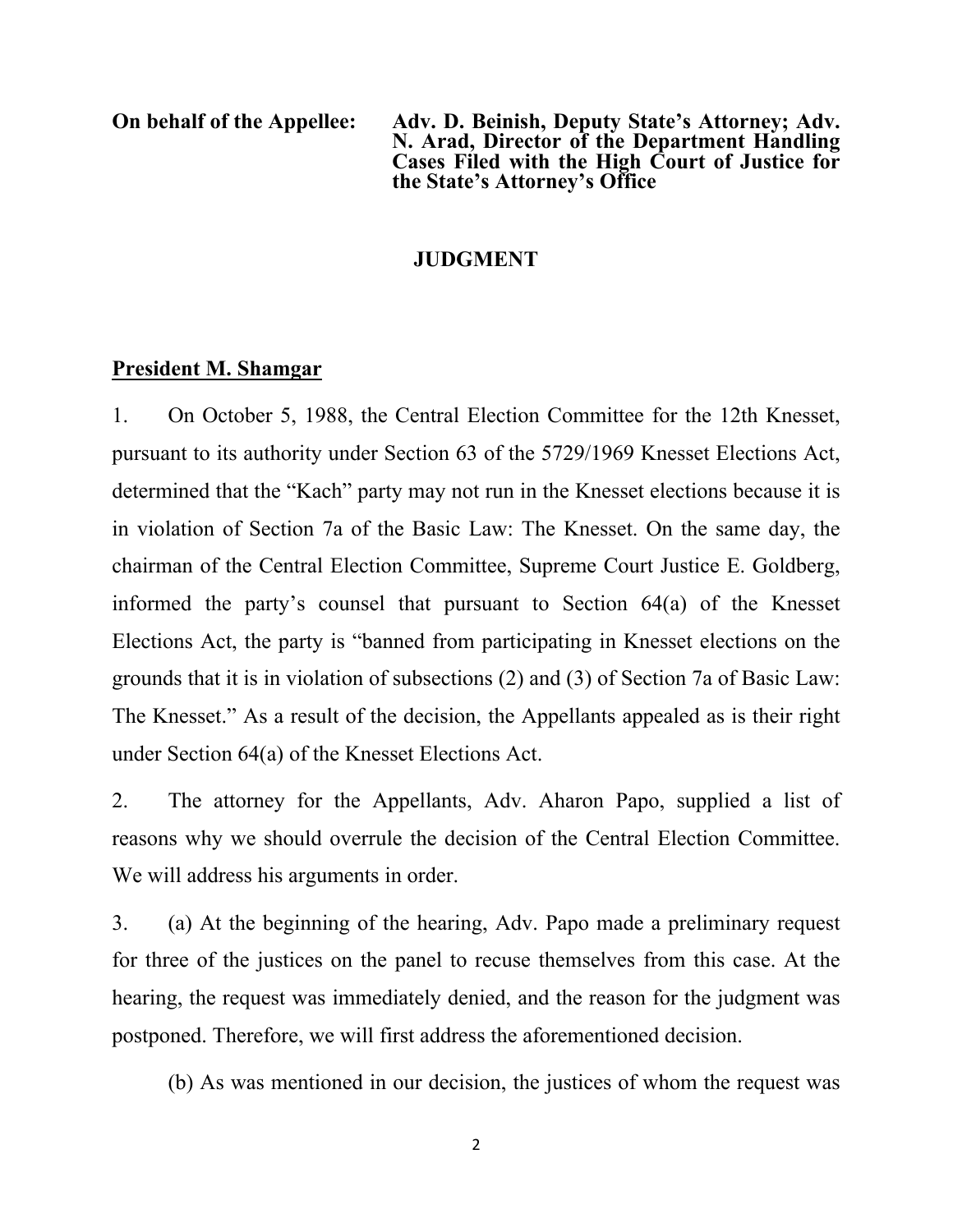**On behalf of the Appellee:** **Adv. D. Beinish, Deputy State's Attorney; Adv. N. Arad, Director of the Department Handling Cases Filed with the High Court of Justice for the State's Attorney's Office**

## JUDGMENT

**President M. Shamgar**

1. On October 5, 1988, the Central Election Committee for the 12th Knesset, pursuant to its authority under Section 63 of the 5729/1969 Knesset Elections Act, determined that the "Kach" party may not run in the Knesset elections because it is in violation of Section 7a of the Basic Law: The Knesset. On the same day, the chairman of the Central Election Committee, Supreme Court Justice E. Goldberg, informed the party's counsel that pursuant to Section 64(a) of the Knesset Elections Act, the party is "banned from participating in Knesset elections on the grounds that it is in violation of subsections (2) and (3) of Section 7a of Basic Law: The Knesset." As a result of the decision, the Appellants appealed as is their right under Section 64(a) of the Knesset Elections Act.

2. The attorney for the Appellants, Adv. Aharon Papo, supplied a list of reasons why we should overrule the decision of the Central Election Committee. We will address his arguments in order.

3. (a) At the beginning of the hearing, Adv. Papo made a preliminary request for three of the justices on the panel to recuse themselves from this case. At the hearing, the request was immediately denied, and the reason for the judgment was postponed. Therefore, we will first address the aforementioned decision.

(b) As was mentioned in our decision, the justices of whom the request was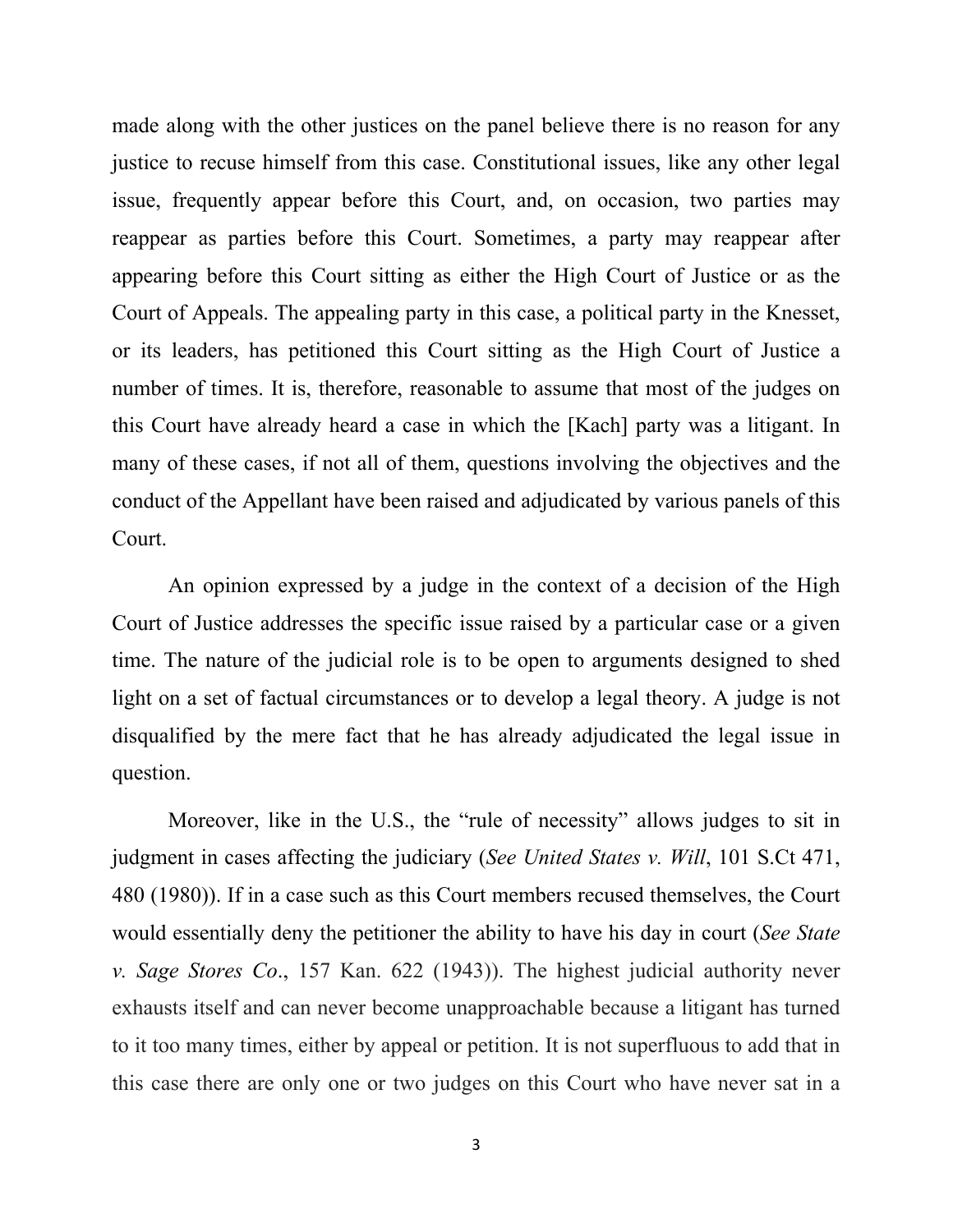made along with the other justices on the panel believe there is no reason for any justice to recuse himself from this case. Constitutional issues, like any other legal issue, frequently appear before this Court, and, on occasion, two parties may reappear as parties before this Court. Sometimes, a party may reappear after appearing before this Court sitting as either the High Court of Justice or as the Court of Appeals. The appealing party in this case, a political party in the Knesset, or its leaders, has petitioned this Court sitting as the High Court of Justice a number of times. It is, therefore, reasonable to assume that most of the judges on this Court have already heard a case in which the [Kach] party was a litigant. In many of these cases, if not all of them, questions involving the objectives and the conduct of the Appellant have been raised and adjudicated by various panels of this Court.

An opinion expressed by a judge in the context of a decision of the High Court of Justice addresses the specific issue raised by a particular case or a given time. The nature of the judicial role is to be open to arguments designed to shed light on a set of factual circumstances or to develop a legal theory. A judge is not disqualified by the mere fact that he has already adjudicated the legal issue in question.

Moreover, like in the U.S., the "rule of necessity" allows judges to sit in judgment in cases affecting the judiciary (*See United States v. Will*, 101 S.Ct 471, 480 (1980)). If in a case such as this Court members recused themselves, the Court would essentially deny the petitioner the ability to have his day in court (*See State v. Sage Stores Co*., 157 Kan. 622 (1943)). The highest judicial authority never exhausts itself and can never become unapproachable because a litigant has turned to it too many times, either by appeal or petition. It is not superfluous to add that in this case there are only one or two judges on this Court who have never sat in a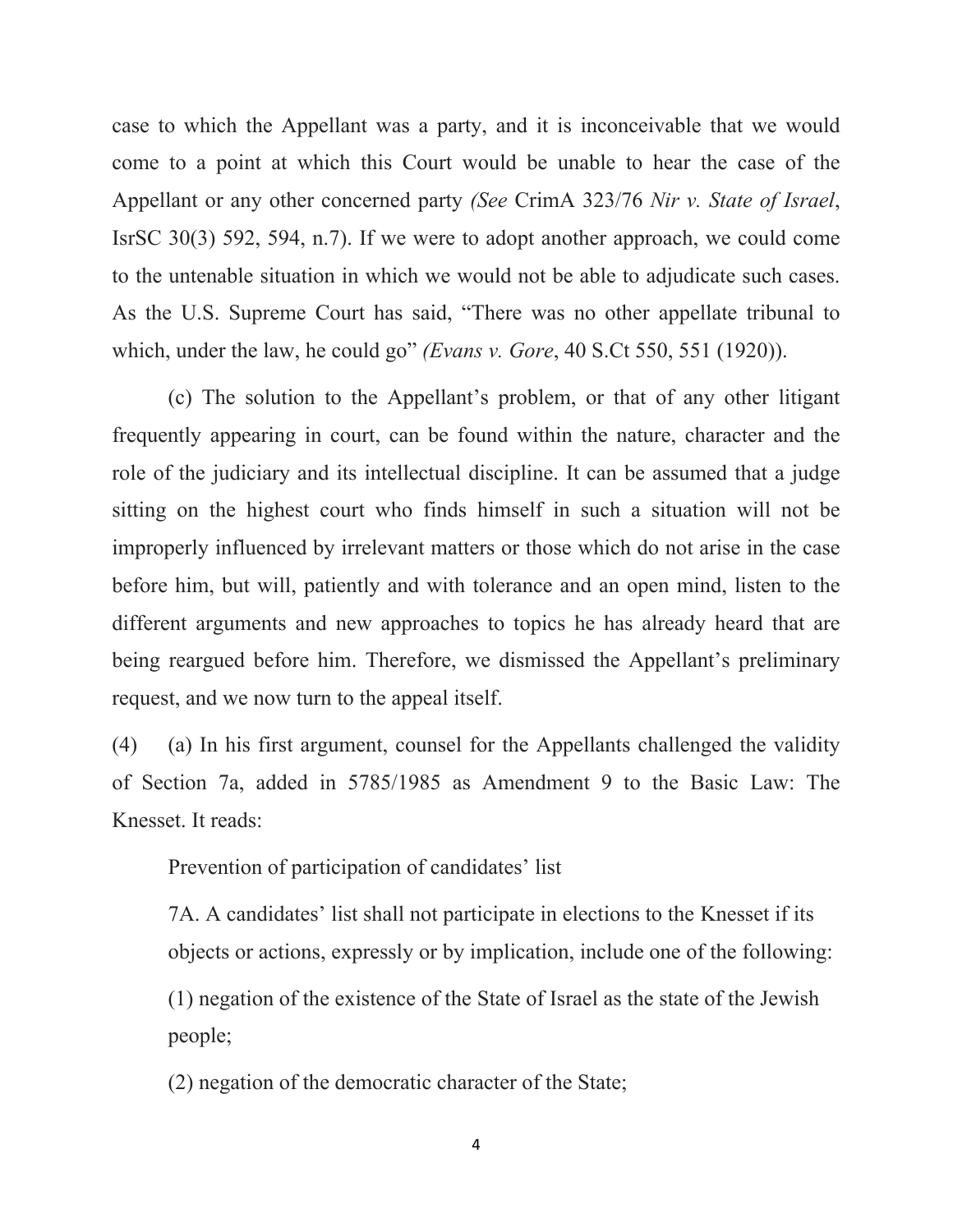case to which the Appellant was a party, and it is inconceivable that we would come to a point at which this Court would be unable to hear the case of the Appellant or any other concerned party *(See* CrimA 323/76 *Nir v. State of Israel*, IsrSC 30(3) 592, 594, n.7). If we were to adopt another approach, we could come to the untenable situation in which we would not be able to adjudicate such cases. As the U.S. Supreme Court has said, "There was no other appellate tribunal to which, under the law, he could go" *(Evans v. Gore*, 40 S.Ct 550, 551 (1920)).

(c) The solution to the Appellant's problem, or that of any other litigant frequently appearing in court, can be found within the nature, character and the role of the judiciary and its intellectual discipline. It can be assumed that a judge sitting on the highest court who finds himself in such a situation will not be improperly influenced by irrelevant matters or those which do not arise in the case before him, but will, patiently and with tolerance and an open mind, listen to the different arguments and new approaches to topics he has already heard that are being reargued before him. Therefore, we dismissed the Appellant's preliminary request, and we now turn to the appeal itself.

(4) (a) In his first argument, counsel for the Appellants challenged the validity of Section 7a, added in 5785/1985 as Amendment 9 to the Basic Law: The Knesset. It reads:

> Prevention of participation of candidates' list
>
> 7A. A candidates' list shall not participate in elections to the Knesset if its objects or actions, expressly or by implication, include one of the following:
>
> (1) negation of the existence of the State of Israel as the state of the Jewish people;
>
> (2) negation of the democratic character of the State;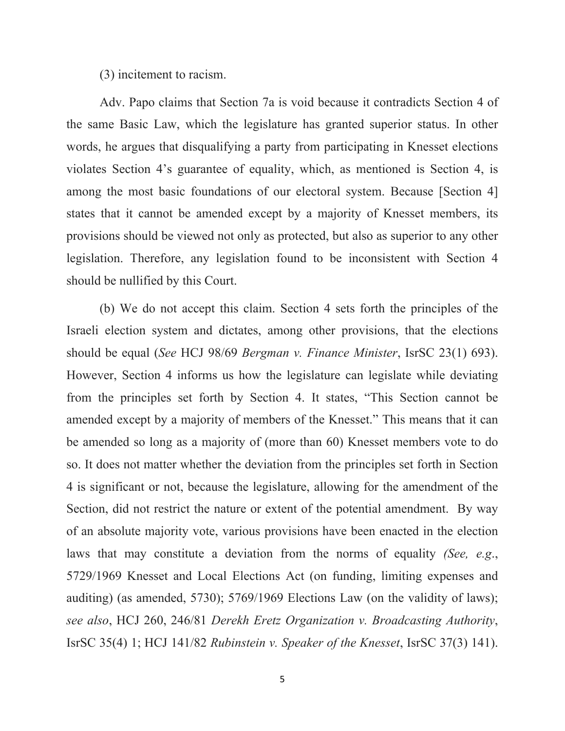(3) incitement to racism.

Adv. Papo claims that Section 7a is void because it contradicts Section 4 of the same Basic Law, which the legislature has granted superior status. In other words, he argues that disqualifying a party from participating in Knesset elections violates Section 4's guarantee of equality, which, as mentioned is Section 4, is among the most basic foundations of our electoral system. Because [Section 4] states that it cannot be amended except by a majority of Knesset members, its provisions should be viewed not only as protected, but also as superior to any other legislation. Therefore, any legislation found to be inconsistent with Section 4 should be nullified by this Court.

(b) We do not accept this claim. Section 4 sets forth the principles of the Israeli election system and dictates, among other provisions, that the elections should be equal (*See* HCJ 98/69 *Bergman v. Finance Minister*, IsrSC 23(1) 693). However, Section 4 informs us how the legislature can legislate while deviating from the principles set forth by Section 4. It states, "This Section cannot be amended except by a majority of members of the Knesset." This means that it can be amended so long as a majority of (more than 60) Knesset members vote to do so. It does not matter whether the deviation from the principles set forth in Section 4 is significant or not, because the legislature, allowing for the amendment of the Section, did not restrict the nature or extent of the potential amendment. By way of an absolute majority vote, various provisions have been enacted in the election laws that may constitute a deviation from the norms of equality *(See, e.g.*, 5729/1969 Knesset and Local Elections Act (on funding, limiting expenses and auditing) (as amended, 5730); 5769/1969 Elections Law (on the validity of laws); *see also*, HCJ 260, 246/81 *Derekh Eretz Organization v. Broadcasting Authority*, IsrSC 35(4) 1; HCJ 141/82 *Rubinstein v. Speaker of the Knesset*, IsrSC 37(3) 141).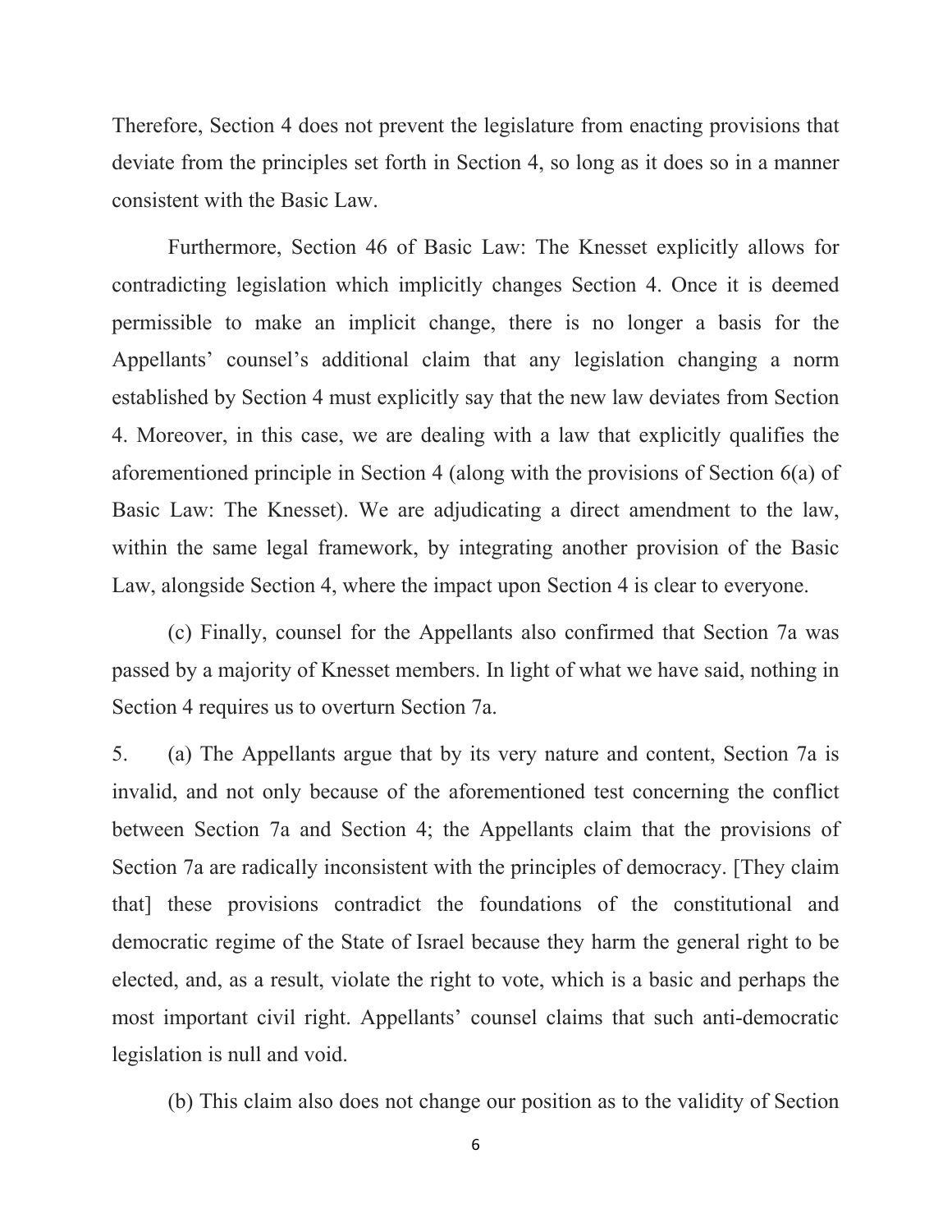Therefore, Section 4 does not prevent the legislature from enacting provisions that deviate from the principles set forth in Section 4, so long as it does so in a manner consistent with the Basic Law.

Furthermore, Section 46 of Basic Law: The Knesset explicitly allows for contradicting legislation which implicitly changes Section 4. Once it is deemed permissible to make an implicit change, there is no longer a basis for the Appellants' counsel's additional claim that any legislation changing a norm established by Section 4 must explicitly say that the new law deviates from Section 4. Moreover, in this case, we are dealing with a law that explicitly qualifies the aforementioned principle in Section 4 (along with the provisions of Section 6(a) of Basic Law: The Knesset). We are adjudicating a direct amendment to the law, within the same legal framework, by integrating another provision of the Basic Law, alongside Section 4, where the impact upon Section 4 is clear to everyone.

(c) Finally, counsel for the Appellants also confirmed that Section 7a was passed by a majority of Knesset members. In light of what we have said, nothing in Section 4 requires us to overturn Section 7a.

5. (a) The Appellants argue that by its very nature and content, Section 7a is invalid, and not only because of the aforementioned test concerning the conflict between Section 7a and Section 4; the Appellants claim that the provisions of Section 7a are radically inconsistent with the principles of democracy. [They claim that] these provisions contradict the foundations of the constitutional and democratic regime of the State of Israel because they harm the general right to be elected, and, as a result, violate the right to vote, which is a basic and perhaps the most important civil right. Appellants' counsel claims that such anti-democratic legislation is null and void.

(b) This claim also does not change our position as to the validity of Section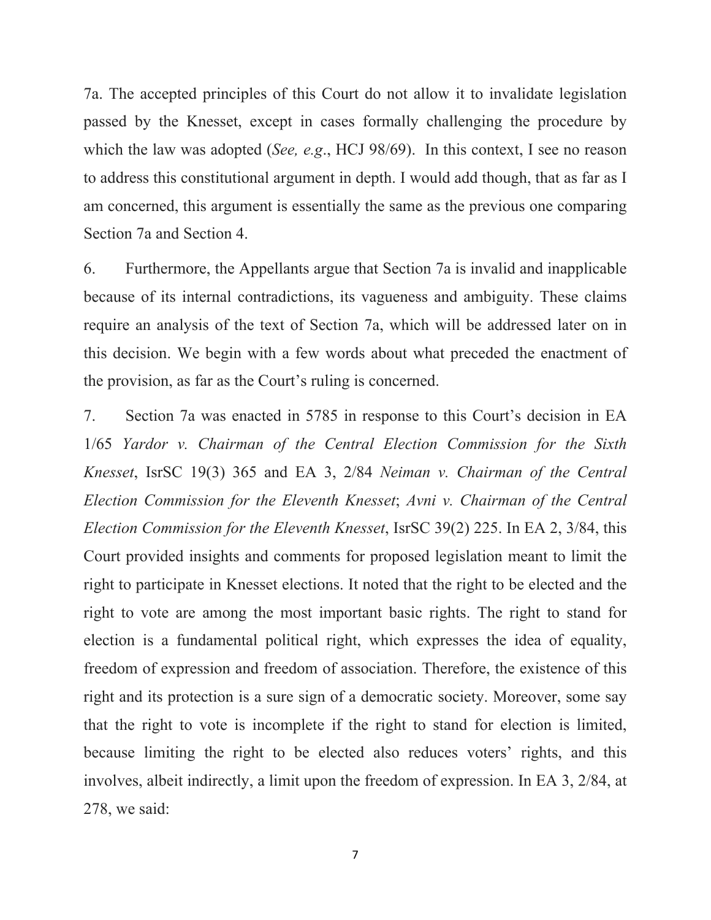7a. The accepted principles of this Court do not allow it to invalidate legislation passed by the Knesset, except in cases formally challenging the procedure by which the law was adopted (*See, e.g*., HCJ 98/69). In this context, I see no reason to address this constitutional argument in depth. I would add though, that as far as I am concerned, this argument is essentially the same as the previous one comparing Section 7a and Section 4.

6. Furthermore, the Appellants argue that Section 7a is invalid and inapplicable because of its internal contradictions, its vagueness and ambiguity. These claims require an analysis of the text of Section 7a, which will be addressed later on in this decision. We begin with a few words about what preceded the enactment of the provision, as far as the Court's ruling is concerned.

7. Section 7a was enacted in 5785 in response to this Court's decision in EA 1/65 *Yardor v. Chairman of the Central Election Commission for the Sixth Knesset*, IsrSC 19(3) 365 and EA 3, 2/84 *Neiman v. Chairman of the Central Election Commission for the Eleventh Knesset*; *Avni v. Chairman of the Central Election Commission for the Eleventh Knesset*, IsrSC 39(2) 225. In EA 2, 3/84, this Court provided insights and comments for proposed legislation meant to limit the right to participate in Knesset elections. It noted that the right to be elected and the right to vote are among the most important basic rights. The right to stand for election is a fundamental political right, which expresses the idea of equality, freedom of expression and freedom of association. Therefore, the existence of this right and its protection is a sure sign of a democratic society. Moreover, some say that the right to vote is incomplete if the right to stand for election is limited, because limiting the right to be elected also reduces voters' rights, and this involves, albeit indirectly, a limit upon the freedom of expression. In EA 3, 2/84, at 278, we said: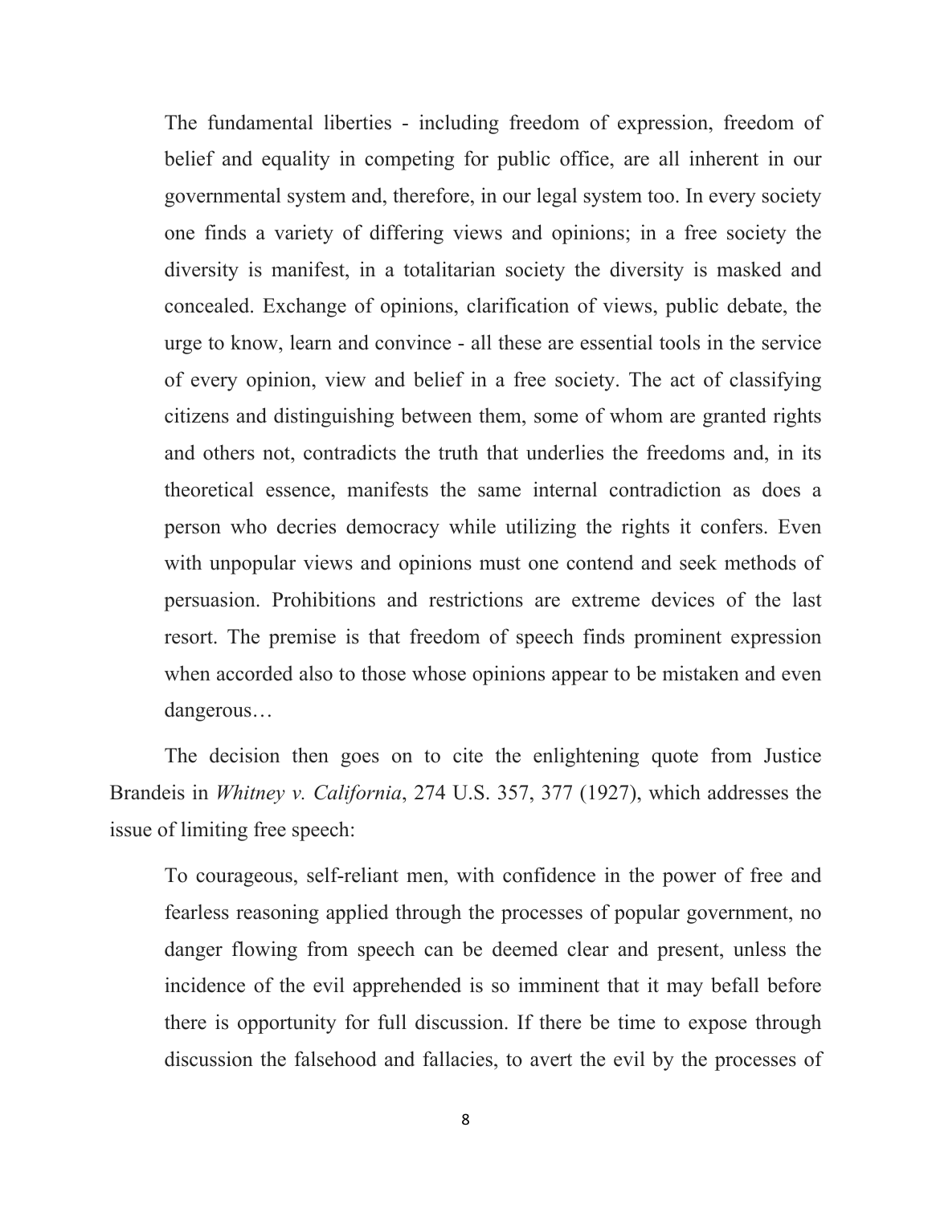> The fundamental liberties - including freedom of expression, freedom of belief and equality in competing for public office, are all inherent in our governmental system and, therefore, in our legal system too. In every society one finds a variety of differing views and opinions; in a free society the diversity is manifest, in a totalitarian society the diversity is masked and concealed. Exchange of opinions, clarification of views, public debate, the urge to know, learn and convince - all these are essential tools in the service of every opinion, view and belief in a free society. The act of classifying citizens and distinguishing between them, some of whom are granted rights and others not, contradicts the truth that underlies the freedoms and, in its theoretical essence, manifests the same internal contradiction as does a person who decries democracy while utilizing the rights it confers. Even with unpopular views and opinions must one contend and seek methods of persuasion. Prohibitions and restrictions are extreme devices of the last resort. The premise is that freedom of speech finds prominent expression when accorded also to those whose opinions appear to be mistaken and even dangerous…

The decision then goes on to cite the enlightening quote from Justice Brandeis in *Whitney v. California*, 274 U.S. 357, 377 (1927), which addresses the issue of limiting free speech:

> To courageous, self-reliant men, with confidence in the power of free and fearless reasoning applied through the processes of popular government, no danger flowing from speech can be deemed clear and present, unless the incidence of the evil apprehended is so imminent that it may befall before there is opportunity for full discussion. If there be time to expose through discussion the falsehood and fallacies, to avert the evil by the processes of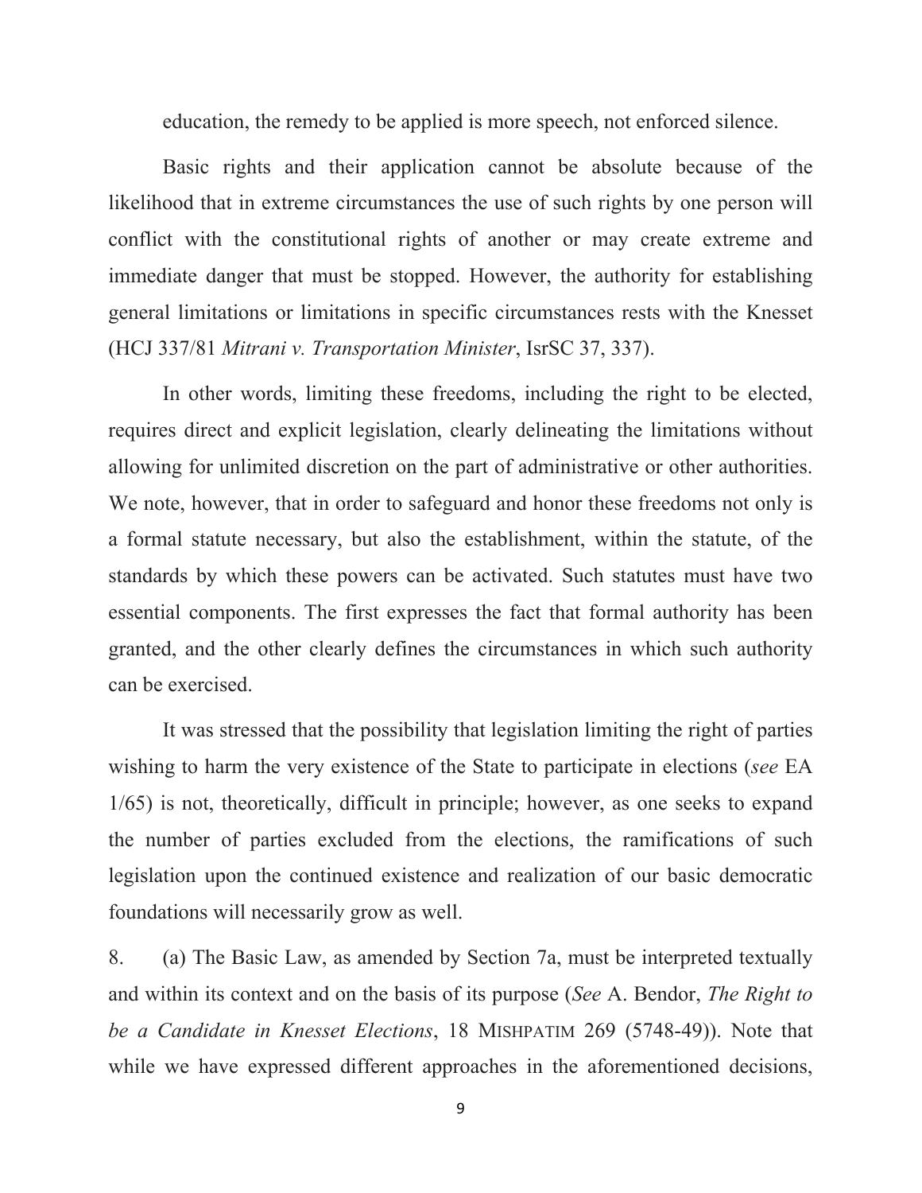education, the remedy to be applied is more speech, not enforced silence.

Basic rights and their application cannot be absolute because of the likelihood that in extreme circumstances the use of such rights by one person will conflict with the constitutional rights of another or may create extreme and immediate danger that must be stopped. However, the authority for establishing general limitations or limitations in specific circumstances rests with the Knesset (HCJ 337/81 *Mitrani v. Transportation Minister*, IsrSC 37, 337).

In other words, limiting these freedoms, including the right to be elected, requires direct and explicit legislation, clearly delineating the limitations without allowing for unlimited discretion on the part of administrative or other authorities. We note, however, that in order to safeguard and honor these freedoms not only is a formal statute necessary, but also the establishment, within the statute, of the standards by which these powers can be activated. Such statutes must have two essential components. The first expresses the fact that formal authority has been granted, and the other clearly defines the circumstances in which such authority can be exercised.

It was stressed that the possibility that legislation limiting the right of parties wishing to harm the very existence of the State to participate in elections (*see* EA 1/65) is not, theoretically, difficult in principle; however, as one seeks to expand the number of parties excluded from the elections, the ramifications of such legislation upon the continued existence and realization of our basic democratic foundations will necessarily grow as well.

8. (a) The Basic Law, as amended by Section 7a, must be interpreted textually and within its context and on the basis of its purpose (*See* A. Bendor, *The Right to be a Candidate in Knesset Elections*, 18 MISHPATIM 269 (5748-49)). Note that while we have expressed different approaches in the aforementioned decisions,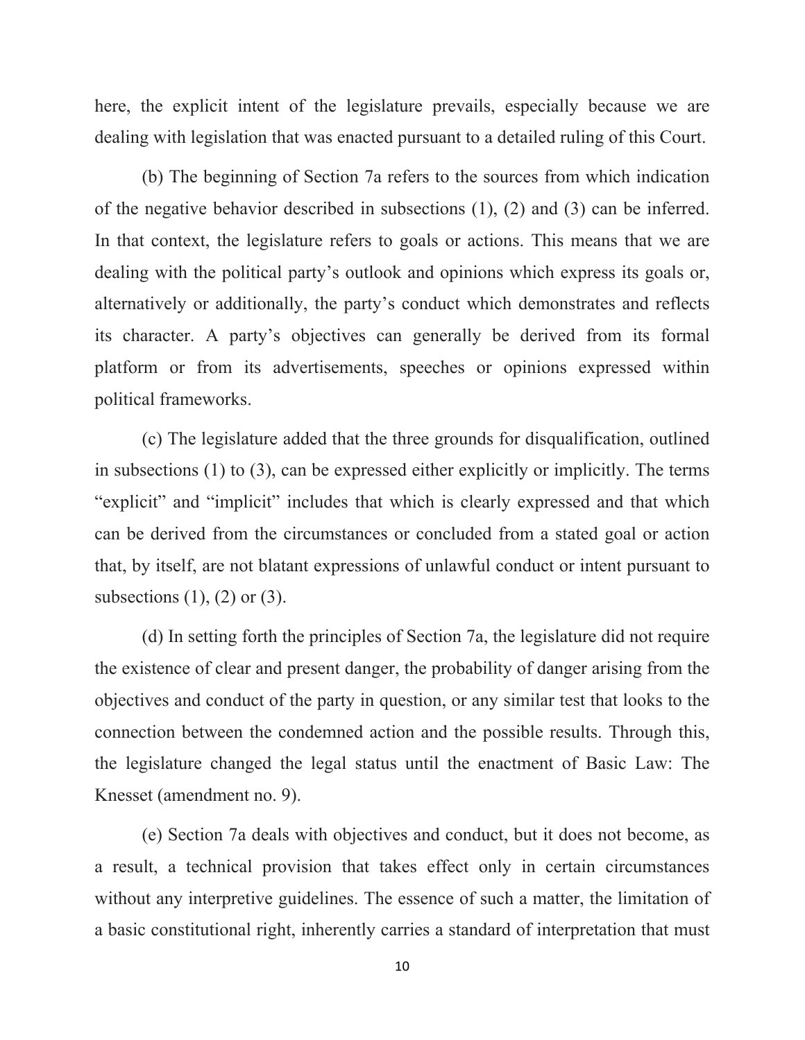here, the explicit intent of the legislature prevails, especially because we are dealing with legislation that was enacted pursuant to a detailed ruling of this Court.

(b) The beginning of Section 7a refers to the sources from which indication of the negative behavior described in subsections (1), (2) and (3) can be inferred. In that context, the legislature refers to goals or actions. This means that we are dealing with the political party's outlook and opinions which express its goals or, alternatively or additionally, the party's conduct which demonstrates and reflects its character. A party's objectives can generally be derived from its formal platform or from its advertisements, speeches or opinions expressed within political frameworks.

(c) The legislature added that the three grounds for disqualification, outlined in subsections (1) to (3), can be expressed either explicitly or implicitly. The terms "explicit" and "implicit" includes that which is clearly expressed and that which can be derived from the circumstances or concluded from a stated goal or action that, by itself, are not blatant expressions of unlawful conduct or intent pursuant to subsections (1), (2) or (3).

(d) In setting forth the principles of Section 7a, the legislature did not require the existence of clear and present danger, the probability of danger arising from the objectives and conduct of the party in question, or any similar test that looks to the connection between the condemned action and the possible results. Through this, the legislature changed the legal status until the enactment of Basic Law: The Knesset (amendment no. 9).

(e) Section 7a deals with objectives and conduct, but it does not become, as a result, a technical provision that takes effect only in certain circumstances without any interpretive guidelines. The essence of such a matter, the limitation of a basic constitutional right, inherently carries a standard of interpretation that must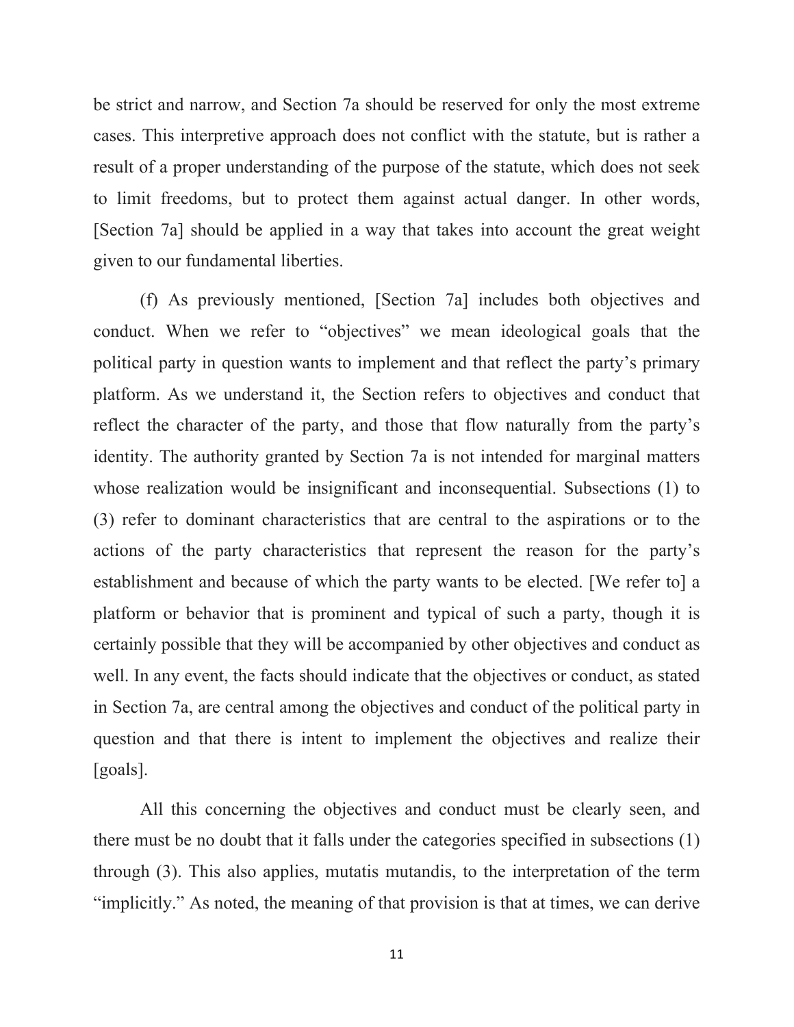be strict and narrow, and Section 7a should be reserved for only the most extreme cases. This interpretive approach does not conflict with the statute, but is rather a result of a proper understanding of the purpose of the statute, which does not seek to limit freedoms, but to protect them against actual danger. In other words, [Section 7a] should be applied in a way that takes into account the great weight given to our fundamental liberties.

(f) As previously mentioned, [Section 7a] includes both objectives and conduct. When we refer to "objectives" we mean ideological goals that the political party in question wants to implement and that reflect the party's primary platform. As we understand it, the Section refers to objectives and conduct that reflect the character of the party, and those that flow naturally from the party's identity. The authority granted by Section 7a is not intended for marginal matters whose realization would be insignificant and inconsequential. Subsections (1) to (3) refer to dominant characteristics that are central to the aspirations or to the actions of the party characteristics that represent the reason for the party's establishment and because of which the party wants to be elected. [We refer to] a platform or behavior that is prominent and typical of such a party, though it is certainly possible that they will be accompanied by other objectives and conduct as well. In any event, the facts should indicate that the objectives or conduct, as stated in Section 7a, are central among the objectives and conduct of the political party in question and that there is intent to implement the objectives and realize their [goals].

All this concerning the objectives and conduct must be clearly seen, and there must be no doubt that it falls under the categories specified in subsections (1) through (3). This also applies, mutatis mutandis, to the interpretation of the term "implicitly." As noted, the meaning of that provision is that at times, we can derive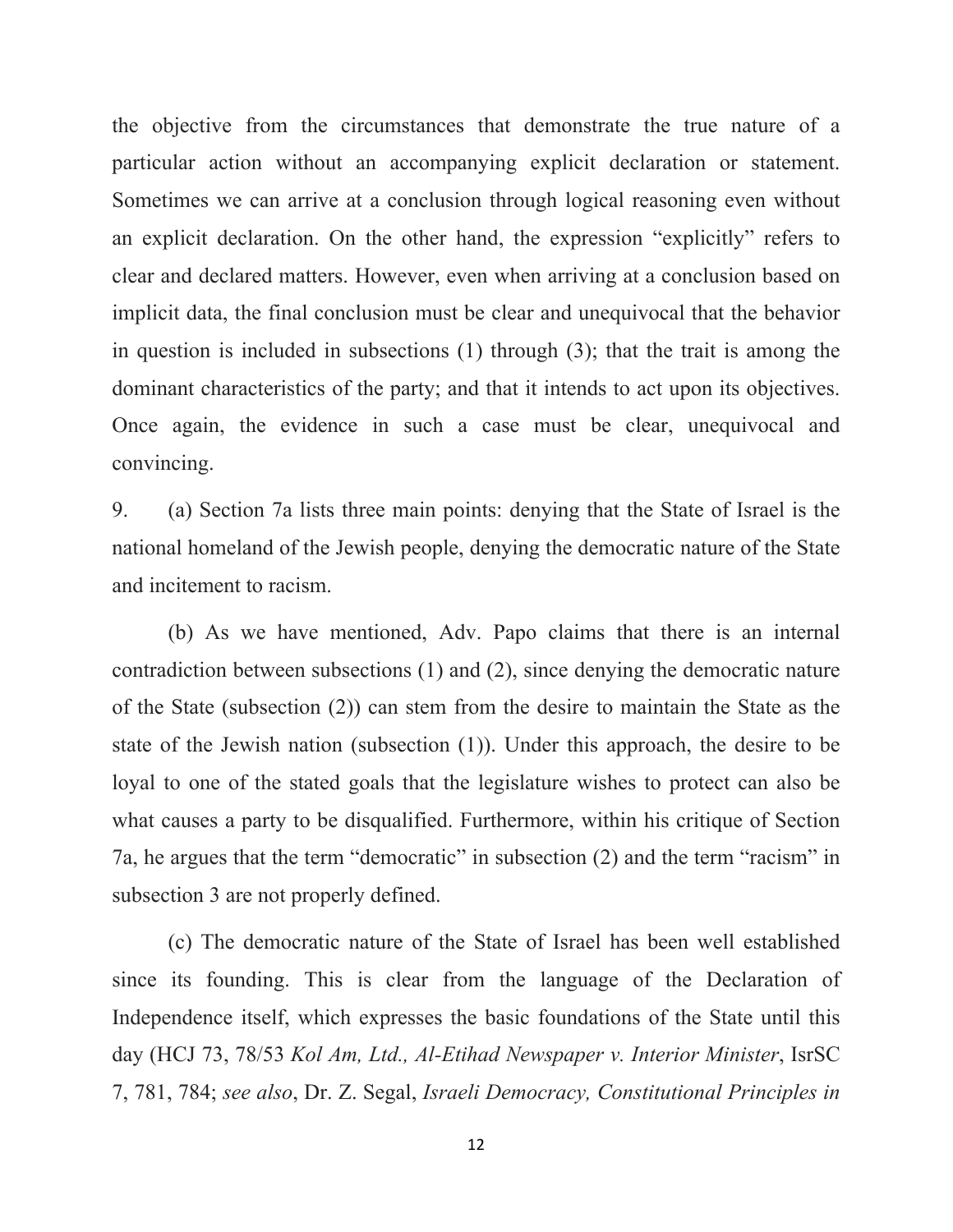the objective from the circumstances that demonstrate the true nature of a particular action without an accompanying explicit declaration or statement. Sometimes we can arrive at a conclusion through logical reasoning even without an explicit declaration. On the other hand, the expression "explicitly" refers to clear and declared matters. However, even when arriving at a conclusion based on implicit data, the final conclusion must be clear and unequivocal that the behavior in question is included in subsections (1) through (3); that the trait is among the dominant characteristics of the party; and that it intends to act upon its objectives. Once again, the evidence in such a case must be clear, unequivocal and convincing.

9. (a) Section 7a lists three main points: denying that the State of Israel is the national homeland of the Jewish people, denying the democratic nature of the State and incitement to racism.

(b) As we have mentioned, Adv. Papo claims that there is an internal contradiction between subsections (1) and (2), since denying the democratic nature of the State (subsection (2)) can stem from the desire to maintain the State as the state of the Jewish nation (subsection (1)). Under this approach, the desire to be loyal to one of the stated goals that the legislature wishes to protect can also be what causes a party to be disqualified. Furthermore, within his critique of Section 7a, he argues that the term "democratic" in subsection (2) and the term "racism" in subsection 3 are not properly defined.

(c) The democratic nature of the State of Israel has been well established since its founding. This is clear from the language of the Declaration of Independence itself, which expresses the basic foundations of the State until this day (HCJ 73, 78/53 *Kol Am, Ltd., Al-Etihad Newspaper v. Interior Minister*, IsrSC 7, 781, 784; *see also*, Dr. Z. Segal, *Israeli Democracy, Constitutional Principles in*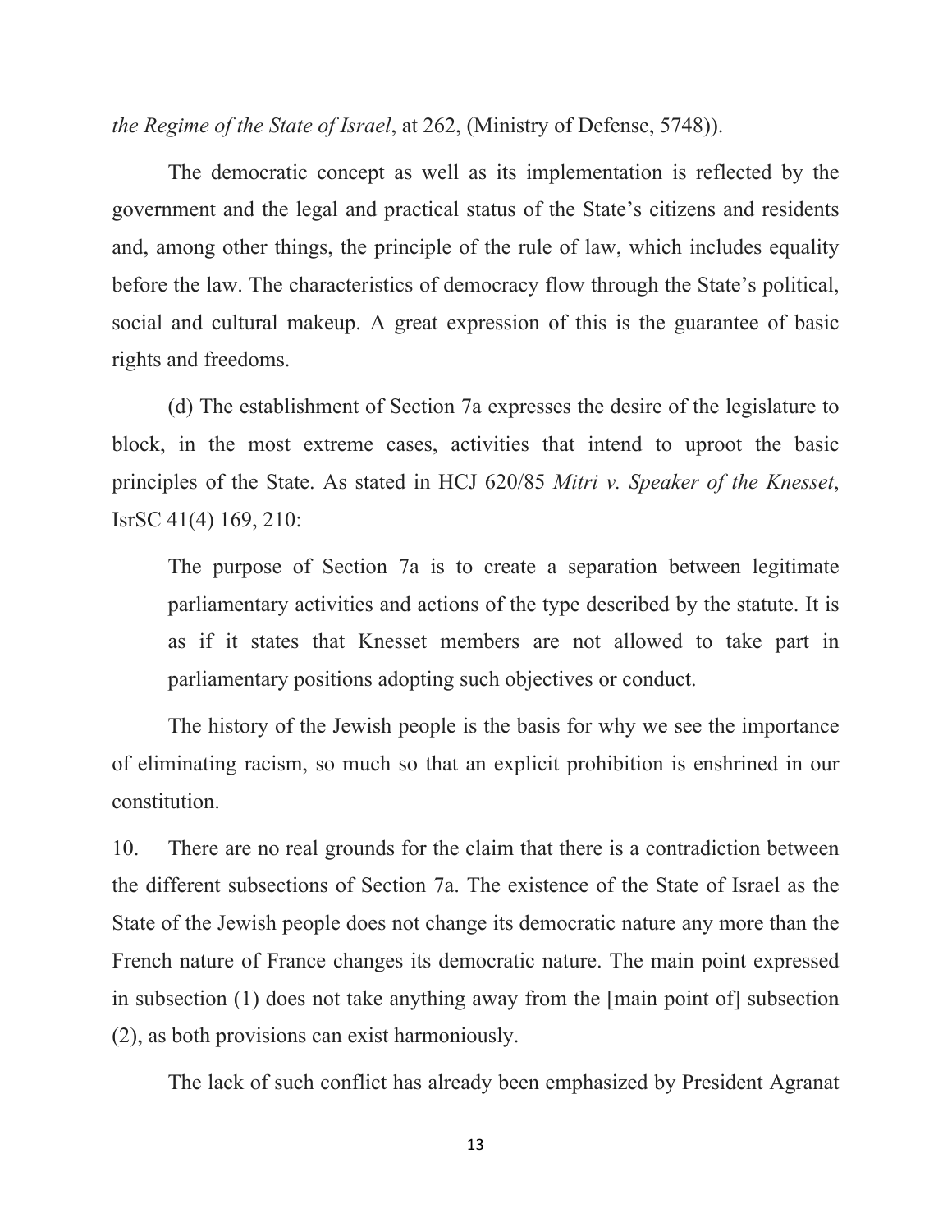*the Regime of the State of Israel*, at 262, (Ministry of Defense, 5748)).

The democratic concept as well as its implementation is reflected by the government and the legal and practical status of the State's citizens and residents and, among other things, the principle of the rule of law, which includes equality before the law. The characteristics of democracy flow through the State's political, social and cultural makeup. A great expression of this is the guarantee of basic rights and freedoms.

(d) The establishment of Section 7a expresses the desire of the legislature to block, in the most extreme cases, activities that intend to uproot the basic principles of the State. As stated in HCJ 620/85 *Mitri v. Speaker of the Knesset*, IsrSC 41(4) 169, 210:

> The purpose of Section 7a is to create a separation between legitimate parliamentary activities and actions of the type described by the statute. It is as if it states that Knesset members are not allowed to take part in parliamentary positions adopting such objectives or conduct.

The history of the Jewish people is the basis for why we see the importance of eliminating racism, so much so that an explicit prohibition is enshrined in our constitution.

10. There are no real grounds for the claim that there is a contradiction between the different subsections of Section 7a. The existence of the State of Israel as the State of the Jewish people does not change its democratic nature any more than the French nature of France changes its democratic nature. The main point expressed in subsection (1) does not take anything away from the [main point of] subsection (2), as both provisions can exist harmoniously.

The lack of such conflict has already been emphasized by President Agranat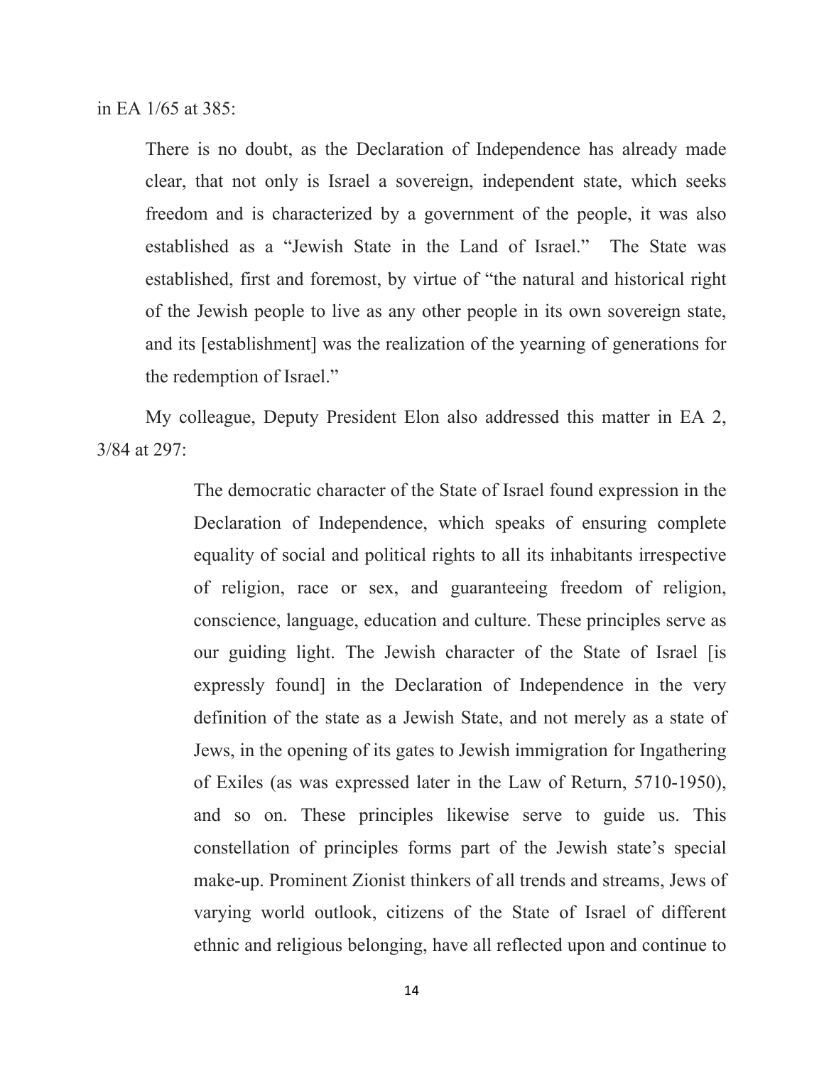in EA 1/65 at 385:

> There is no doubt, as the Declaration of Independence has already made clear, that not only is Israel a sovereign, independent state, which seeks freedom and is characterized by a government of the people, it was also established as a "Jewish State in the Land of Israel." The State was established, first and foremost, by virtue of "the natural and historical right of the Jewish people to live as any other people in its own sovereign state, and its [establishment] was the realization of the yearning of generations for the redemption of Israel."

My colleague, Deputy President Elon also addressed this matter in EA 2, 3/84 at 297:

> The democratic character of the State of Israel found expression in the Declaration of Independence, which speaks of ensuring complete equality of social and political rights to all its inhabitants irrespective of religion, race or sex, and guaranteeing freedom of religion, conscience, language, education and culture. These principles serve as our guiding light. The Jewish character of the State of Israel [is expressly found] in the Declaration of Independence in the very definition of the state as a Jewish State, and not merely as a state of Jews, in the opening of its gates to Jewish immigration for Ingathering of Exiles (as was expressed later in the Law of Return, 5710-1950), and so on. These principles likewise serve to guide us. This constellation of principles forms part of the Jewish state's special make-up. Prominent Zionist thinkers of all trends and streams, Jews of varying world outlook, citizens of the State of Israel of different ethnic and religious belonging, have all reflected upon and continue to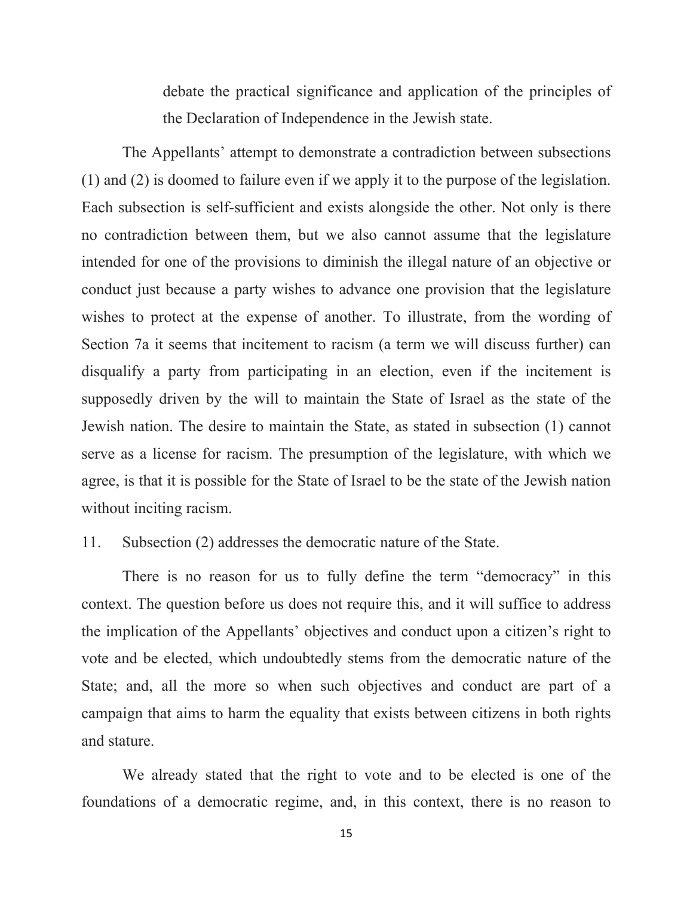debate the practical significance and application of the principles of the Declaration of Independence in the Jewish state.

The Appellants' attempt to demonstrate a contradiction between subsections (1) and (2) is doomed to failure even if we apply it to the purpose of the legislation. Each subsection is self-sufficient and exists alongside the other. Not only is there no contradiction between them, but we also cannot assume that the legislature intended for one of the provisions to diminish the illegal nature of an objective or conduct just because a party wishes to advance one provision that the legislature wishes to protect at the expense of another. To illustrate, from the wording of Section 7a it seems that incitement to racism (a term we will discuss further) can disqualify a party from participating in an election, even if the incitement is supposedly driven by the will to maintain the State of Israel as the state of the Jewish nation. The desire to maintain the State, as stated in subsection (1) cannot serve as a license for racism. The presumption of the legislature, with which we agree, is that it is possible for the State of Israel to be the state of the Jewish nation without inciting racism.

11. Subsection (2) addresses the democratic nature of the State.

There is no reason for us to fully define the term "democracy" in this context. The question before us does not require this, and it will suffice to address the implication of the Appellants' objectives and conduct upon a citizen's right to vote and be elected, which undoubtedly stems from the democratic nature of the State; and, all the more so when such objectives and conduct are part of a campaign that aims to harm the equality that exists between citizens in both rights and stature.

We already stated that the right to vote and to be elected is one of the foundations of a democratic regime, and, in this context, there is no reason to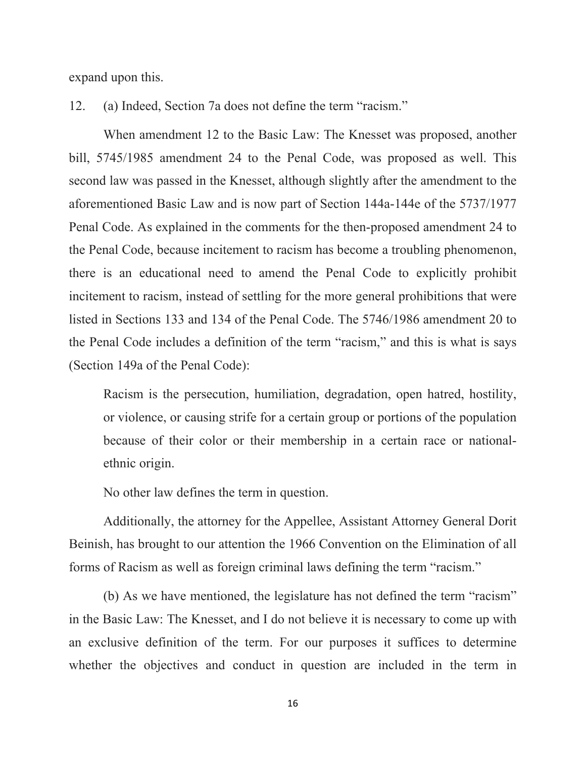expand upon this.

12. (a) Indeed, Section 7a does not define the term "racism."

When amendment 12 to the Basic Law: The Knesset was proposed, another bill, 5745/1985 amendment 24 to the Penal Code, was proposed as well. This second law was passed in the Knesset, although slightly after the amendment to the aforementioned Basic Law and is now part of Section 144a-144e of the 5737/1977 Penal Code. As explained in the comments for the then-proposed amendment 24 to the Penal Code, because incitement to racism has become a troubling phenomenon, there is an educational need to amend the Penal Code to explicitly prohibit incitement to racism, instead of settling for the more general prohibitions that were listed in Sections 133 and 134 of the Penal Code. The 5746/1986 amendment 20 to the Penal Code includes a definition of the term "racism," and this is what is says (Section 149a of the Penal Code):

> Racism is the persecution, humiliation, degradation, open hatred, hostility, or violence, or causing strife for a certain group or portions of the population because of their color or their membership in a certain race or national-ethnic origin.

No other law defines the term in question.

Additionally, the attorney for the Appellee, Assistant Attorney General Dorit Beinish, has brought to our attention the 1966 Convention on the Elimination of all forms of Racism as well as foreign criminal laws defining the term "racism."

(b) As we have mentioned, the legislature has not defined the term "racism" in the Basic Law: The Knesset, and I do not believe it is necessary to come up with an exclusive definition of the term. For our purposes it suffices to determine whether the objectives and conduct in question are included in the term in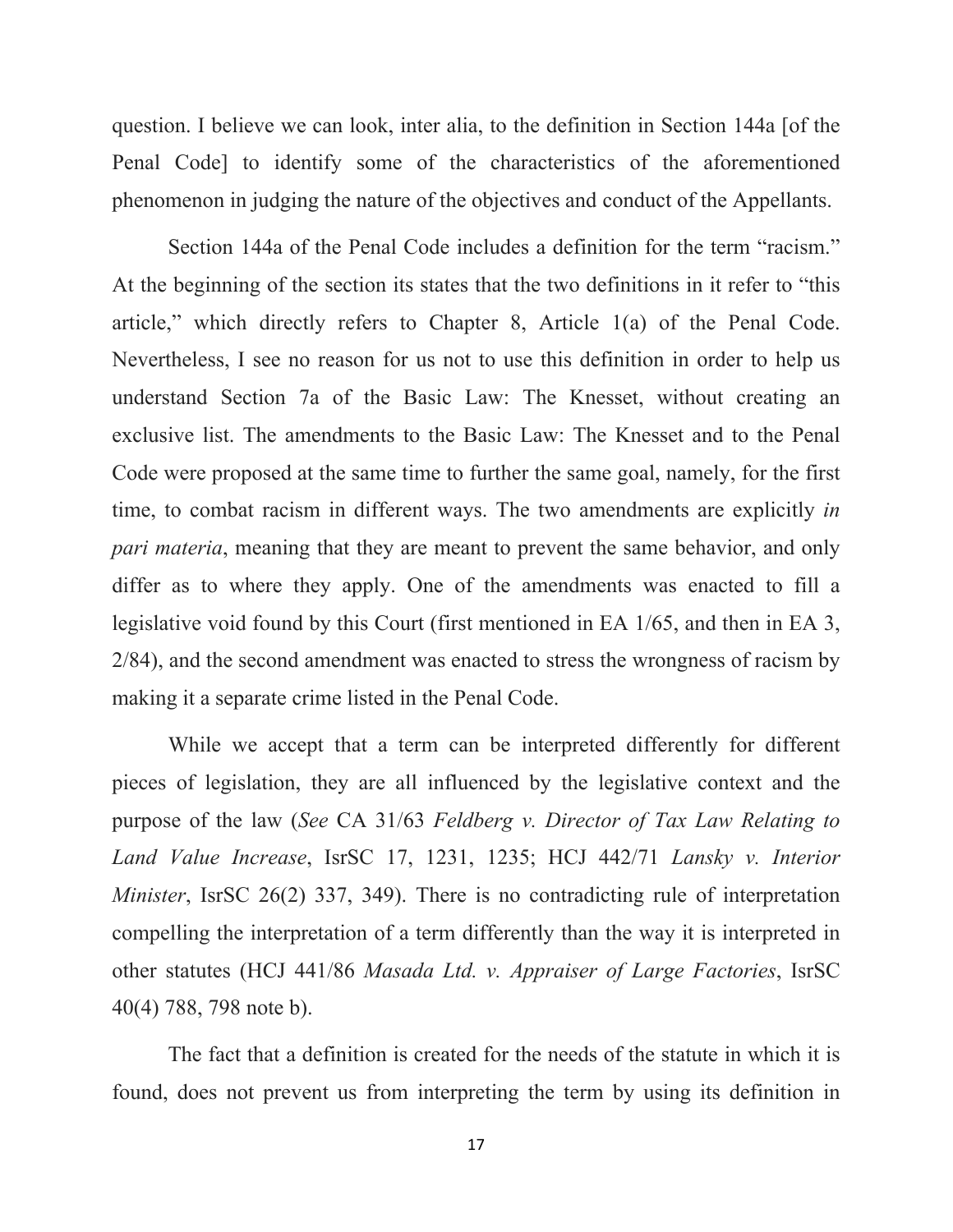question. I believe we can look, inter alia, to the definition in Section 144a [of the Penal Code] to identify some of the characteristics of the aforementioned phenomenon in judging the nature of the objectives and conduct of the Appellants.

Section 144a of the Penal Code includes a definition for the term "racism." At the beginning of the section its states that the two definitions in it refer to "this article," which directly refers to Chapter 8, Article 1(a) of the Penal Code. Nevertheless, I see no reason for us not to use this definition in order to help us understand Section 7a of the Basic Law: The Knesset, without creating an exclusive list. The amendments to the Basic Law: The Knesset and to the Penal Code were proposed at the same time to further the same goal, namely, for the first time, to combat racism in different ways. The two amendments are explicitly *in pari materia*, meaning that they are meant to prevent the same behavior, and only differ as to where they apply. One of the amendments was enacted to fill a legislative void found by this Court (first mentioned in EA 1/65, and then in EA 3, 2/84), and the second amendment was enacted to stress the wrongness of racism by making it a separate crime listed in the Penal Code.

While we accept that a term can be interpreted differently for different pieces of legislation, they are all influenced by the legislative context and the purpose of the law (*See* CA 31/63 *Feldberg v. Director of Tax Law Relating to Land Value Increase*, IsrSC 17, 1231, 1235; HCJ 442/71 *Lansky v. Interior Minister*, IsrSC 26(2) 337, 349). There is no contradicting rule of interpretation compelling the interpretation of a term differently than the way it is interpreted in other statutes (HCJ 441/86 *Masada Ltd. v. Appraiser of Large Factories*, IsrSC 40(4) 788, 798 note b).

The fact that a definition is created for the needs of the statute in which it is found, does not prevent us from interpreting the term by using its definition in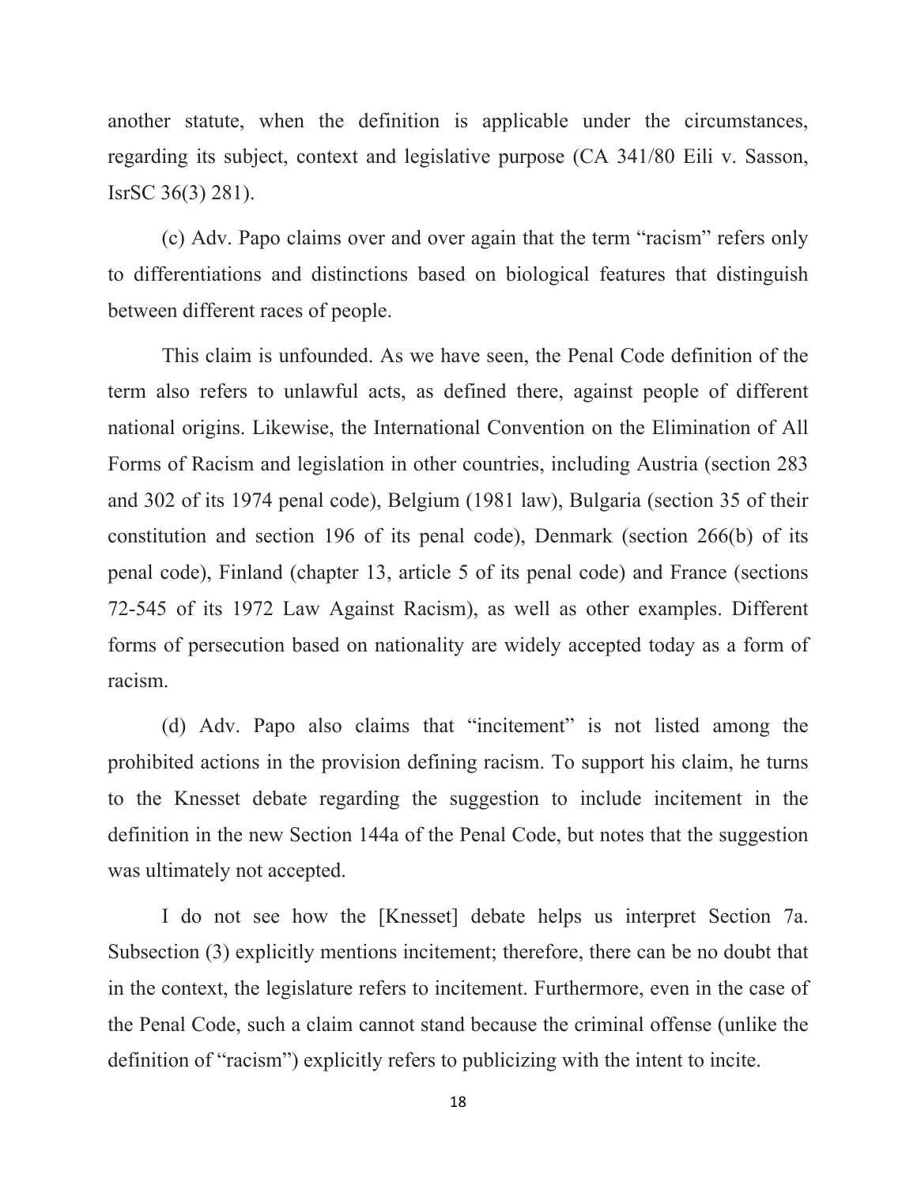another statute, when the definition is applicable under the circumstances, regarding its subject, context and legislative purpose (CA 341/80 Eili v. Sasson, IsrSC 36(3) 281).

(c) Adv. Papo claims over and over again that the term "racism" refers only to differentiations and distinctions based on biological features that distinguish between different races of people.

This claim is unfounded. As we have seen, the Penal Code definition of the term also refers to unlawful acts, as defined there, against people of different national origins. Likewise, the International Convention on the Elimination of All Forms of Racism and legislation in other countries, including Austria (section 283 and 302 of its 1974 penal code), Belgium (1981 law), Bulgaria (section 35 of their constitution and section 196 of its penal code), Denmark (section 266(b) of its penal code), Finland (chapter 13, article 5 of its penal code) and France (sections 72-545 of its 1972 Law Against Racism), as well as other examples. Different forms of persecution based on nationality are widely accepted today as a form of racism.

(d) Adv. Papo also claims that "incitement" is not listed among the prohibited actions in the provision defining racism. To support his claim, he turns to the Knesset debate regarding the suggestion to include incitement in the definition in the new Section 144a of the Penal Code, but notes that the suggestion was ultimately not accepted.

I do not see how the [Knesset] debate helps us interpret Section 7a. Subsection (3) explicitly mentions incitement; therefore, there can be no doubt that in the context, the legislature refers to incitement. Furthermore, even in the case of the Penal Code, such a claim cannot stand because the criminal offense (unlike the definition of "racism") explicitly refers to publicizing with the intent to incite.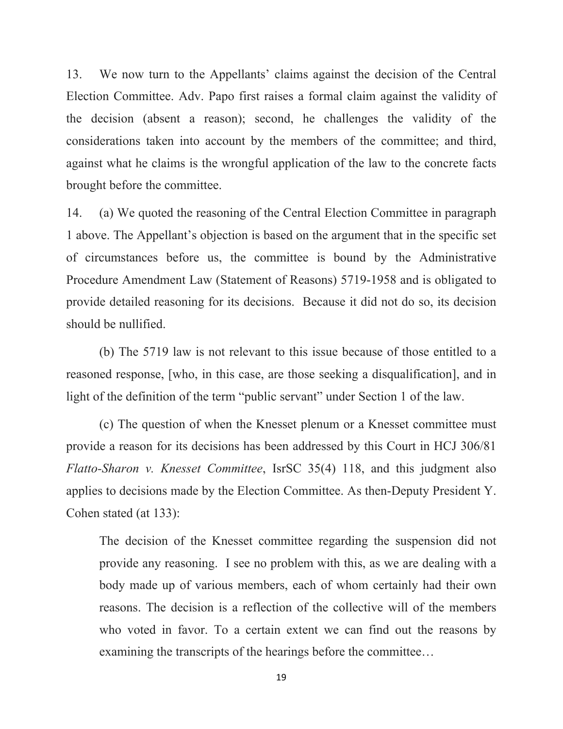13. We now turn to the Appellants' claims against the decision of the Central Election Committee. Adv. Papo first raises a formal claim against the validity of the decision (absent a reason); second, he challenges the validity of the considerations taken into account by the members of the committee; and third, against what he claims is the wrongful application of the law to the concrete facts brought before the committee.

14. (a) We quoted the reasoning of the Central Election Committee in paragraph 1 above. The Appellant's objection is based on the argument that in the specific set of circumstances before us, the committee is bound by the Administrative Procedure Amendment Law (Statement of Reasons) 5719-1958 and is obligated to provide detailed reasoning for its decisions. Because it did not do so, its decision should be nullified.

(b) The 5719 law is not relevant to this issue because of those entitled to a reasoned response, [who, in this case, are those seeking a disqualification], and in light of the definition of the term "public servant" under Section 1 of the law.

(c) The question of when the Knesset plenum or a Knesset committee must provide a reason for its decisions has been addressed by this Court in HCJ 306/81 *Flatto-Sharon v. Knesset Committee*, IsrSC 35(4) 118, and this judgment also applies to decisions made by the Election Committee. As then-Deputy President Y. Cohen stated (at 133):

> The decision of the Knesset committee regarding the suspension did not provide any reasoning. I see no problem with this, as we are dealing with a body made up of various members, each of whom certainly had their own reasons. The decision is a reflection of the collective will of the members who voted in favor. To a certain extent we can find out the reasons by examining the transcripts of the hearings before the committee…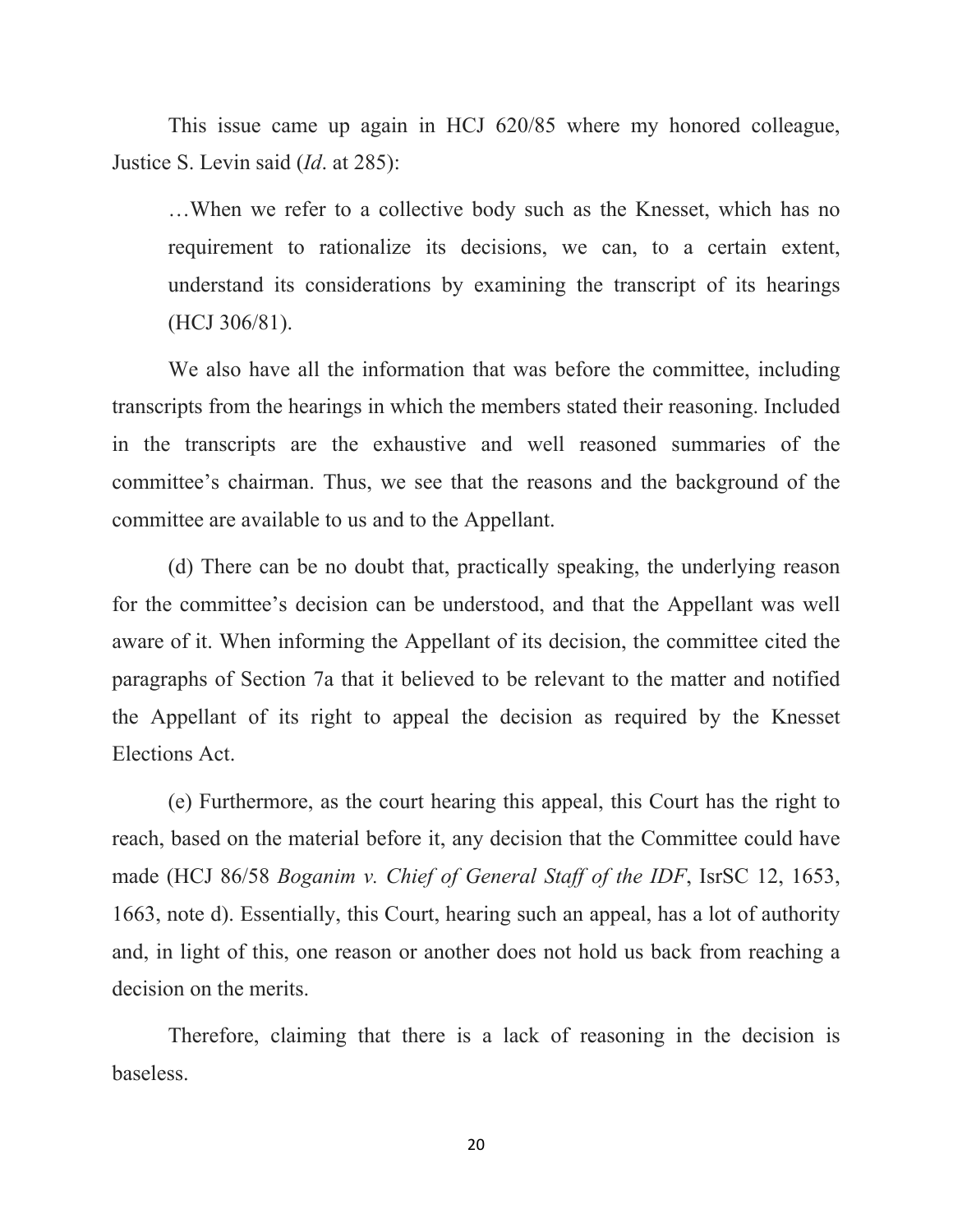This issue came up again in HCJ 620/85 where my honored colleague, Justice S. Levin said (*Id*. at 285):

> …When we refer to a collective body such as the Knesset, which has no requirement to rationalize its decisions, we can, to a certain extent, understand its considerations by examining the transcript of its hearings (HCJ 306/81).

We also have all the information that was before the committee, including transcripts from the hearings in which the members stated their reasoning. Included in the transcripts are the exhaustive and well reasoned summaries of the committee's chairman. Thus, we see that the reasons and the background of the committee are available to us and to the Appellant.

(d) There can be no doubt that, practically speaking, the underlying reason for the committee's decision can be understood, and that the Appellant was well aware of it. When informing the Appellant of its decision, the committee cited the paragraphs of Section 7a that it believed to be relevant to the matter and notified the Appellant of its right to appeal the decision as required by the Knesset Elections Act.

(e) Furthermore, as the court hearing this appeal, this Court has the right to reach, based on the material before it, any decision that the Committee could have made (HCJ 86/58 *Boganim v. Chief of General Staff of the IDF*, IsrSC 12, 1653, 1663, note d). Essentially, this Court, hearing such an appeal, has a lot of authority and, in light of this, one reason or another does not hold us back from reaching a decision on the merits.

Therefore, claiming that there is a lack of reasoning in the decision is baseless.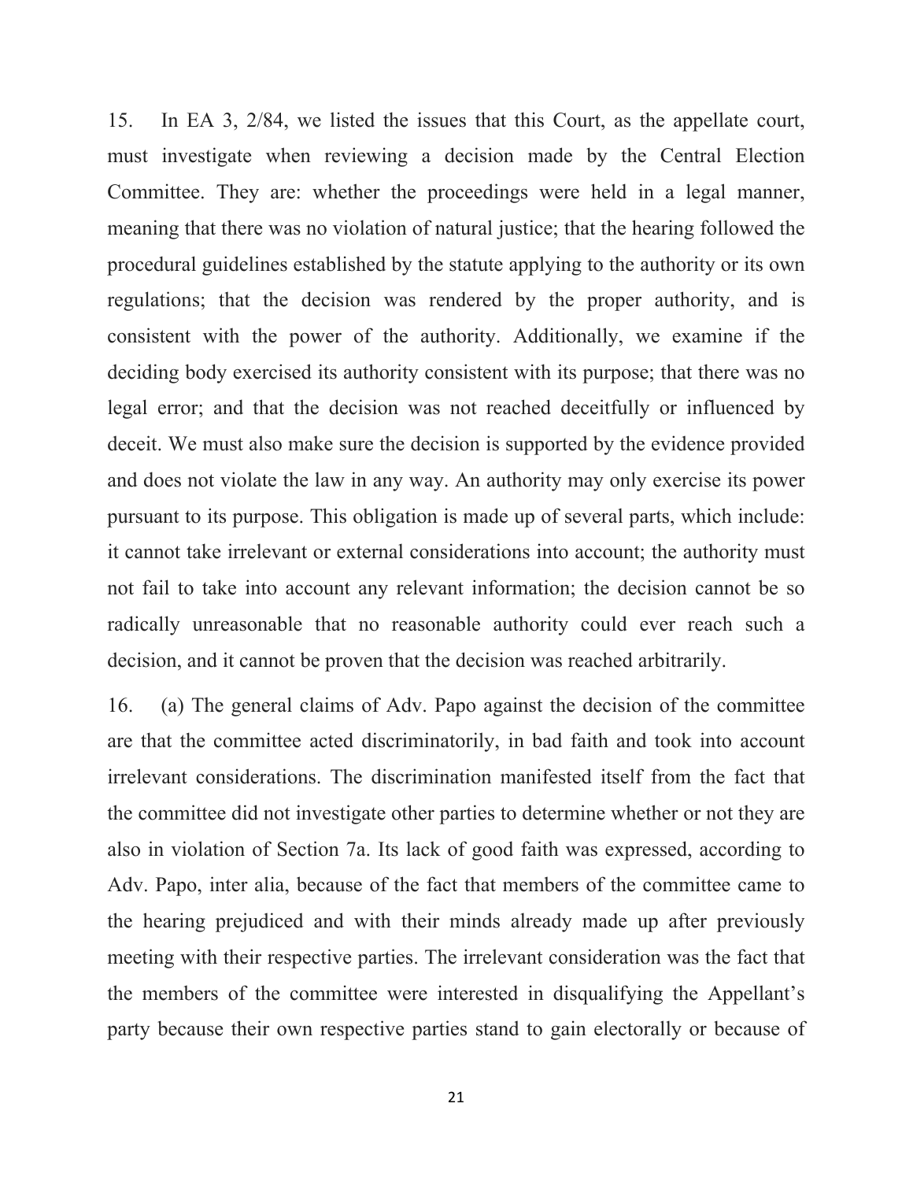15. In EA 3, 2/84, we listed the issues that this Court, as the appellate court, must investigate when reviewing a decision made by the Central Election Committee. They are: whether the proceedings were held in a legal manner, meaning that there was no violation of natural justice; that the hearing followed the procedural guidelines established by the statute applying to the authority or its own regulations; that the decision was rendered by the proper authority, and is consistent with the power of the authority. Additionally, we examine if the deciding body exercised its authority consistent with its purpose; that there was no legal error; and that the decision was not reached deceitfully or influenced by deceit. We must also make sure the decision is supported by the evidence provided and does not violate the law in any way. An authority may only exercise its power pursuant to its purpose. This obligation is made up of several parts, which include: it cannot take irrelevant or external considerations into account; the authority must not fail to take into account any relevant information; the decision cannot be so radically unreasonable that no reasonable authority could ever reach such a decision, and it cannot be proven that the decision was reached arbitrarily.

16. (a) The general claims of Adv. Papo against the decision of the committee are that the committee acted discriminatorily, in bad faith and took into account irrelevant considerations. The discrimination manifested itself from the fact that the committee did not investigate other parties to determine whether or not they are also in violation of Section 7a. Its lack of good faith was expressed, according to Adv. Papo, inter alia, because of the fact that members of the committee came to the hearing prejudiced and with their minds already made up after previously meeting with their respective parties. The irrelevant consideration was the fact that the members of the committee were interested in disqualifying the Appellant's party because their own respective parties stand to gain electorally or because of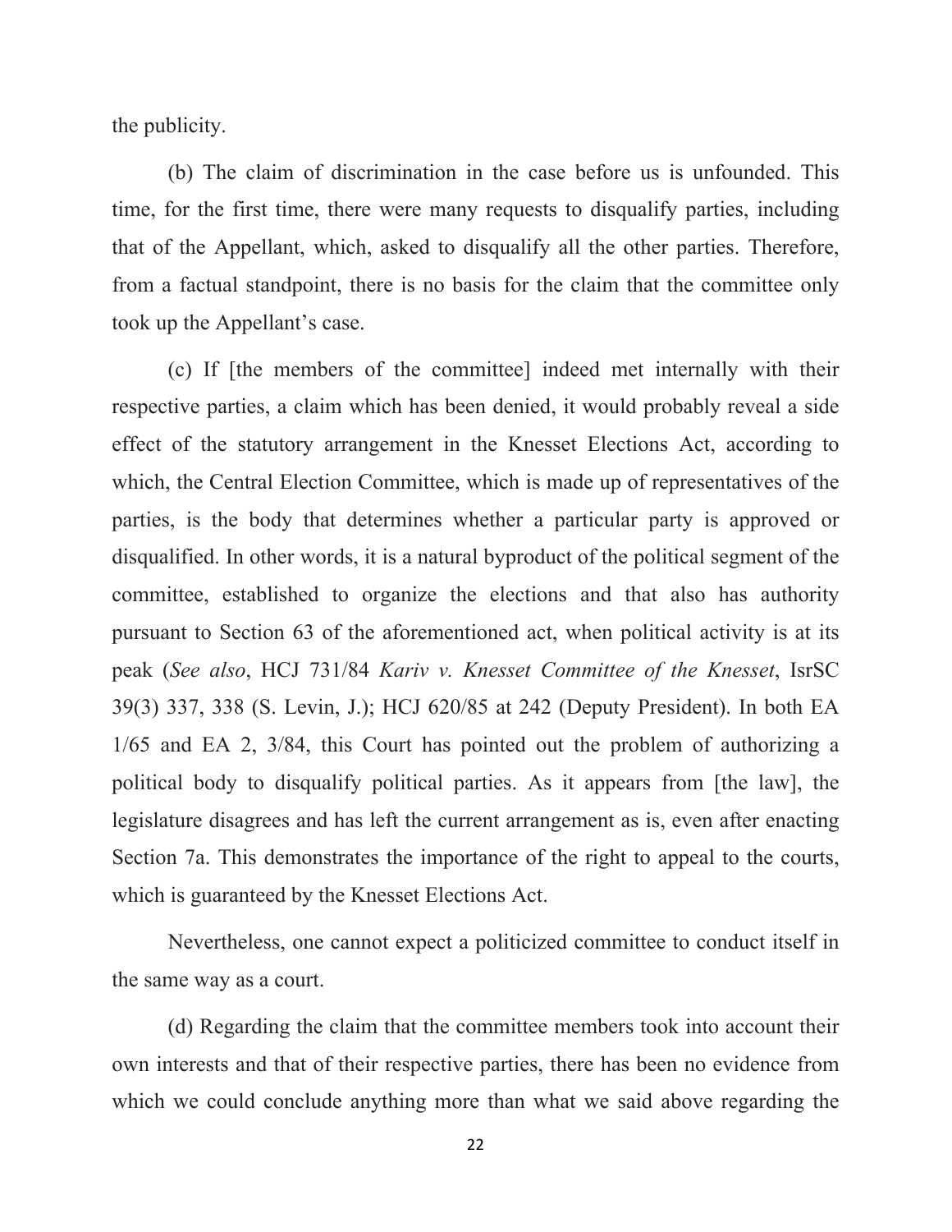the publicity.

(b) The claim of discrimination in the case before us is unfounded. This time, for the first time, there were many requests to disqualify parties, including that of the Appellant, which, asked to disqualify all the other parties. Therefore, from a factual standpoint, there is no basis for the claim that the committee only took up the Appellant's case.

(c) If [the members of the committee] indeed met internally with their respective parties, a claim which has been denied, it would probably reveal a side effect of the statutory arrangement in the Knesset Elections Act, according to which, the Central Election Committee, which is made up of representatives of the parties, is the body that determines whether a particular party is approved or disqualified. In other words, it is a natural byproduct of the political segment of the committee, established to organize the elections and that also has authority pursuant to Section 63 of the aforementioned act, when political activity is at its peak (*See also*, HCJ 731/84 *Kariv v. Knesset Committee of the Knesset*, IsrSC 39(3) 337, 338 (S. Levin, J.); HCJ 620/85 at 242 (Deputy President). In both EA 1/65 and EA 2, 3/84, this Court has pointed out the problem of authorizing a political body to disqualify political parties. As it appears from [the law], the legislature disagrees and has left the current arrangement as is, even after enacting Section 7a. This demonstrates the importance of the right to appeal to the courts, which is guaranteed by the Knesset Elections Act.

Nevertheless, one cannot expect a politicized committee to conduct itself in the same way as a court.

(d) Regarding the claim that the committee members took into account their own interests and that of their respective parties, there has been no evidence from which we could conclude anything more than what we said above regarding the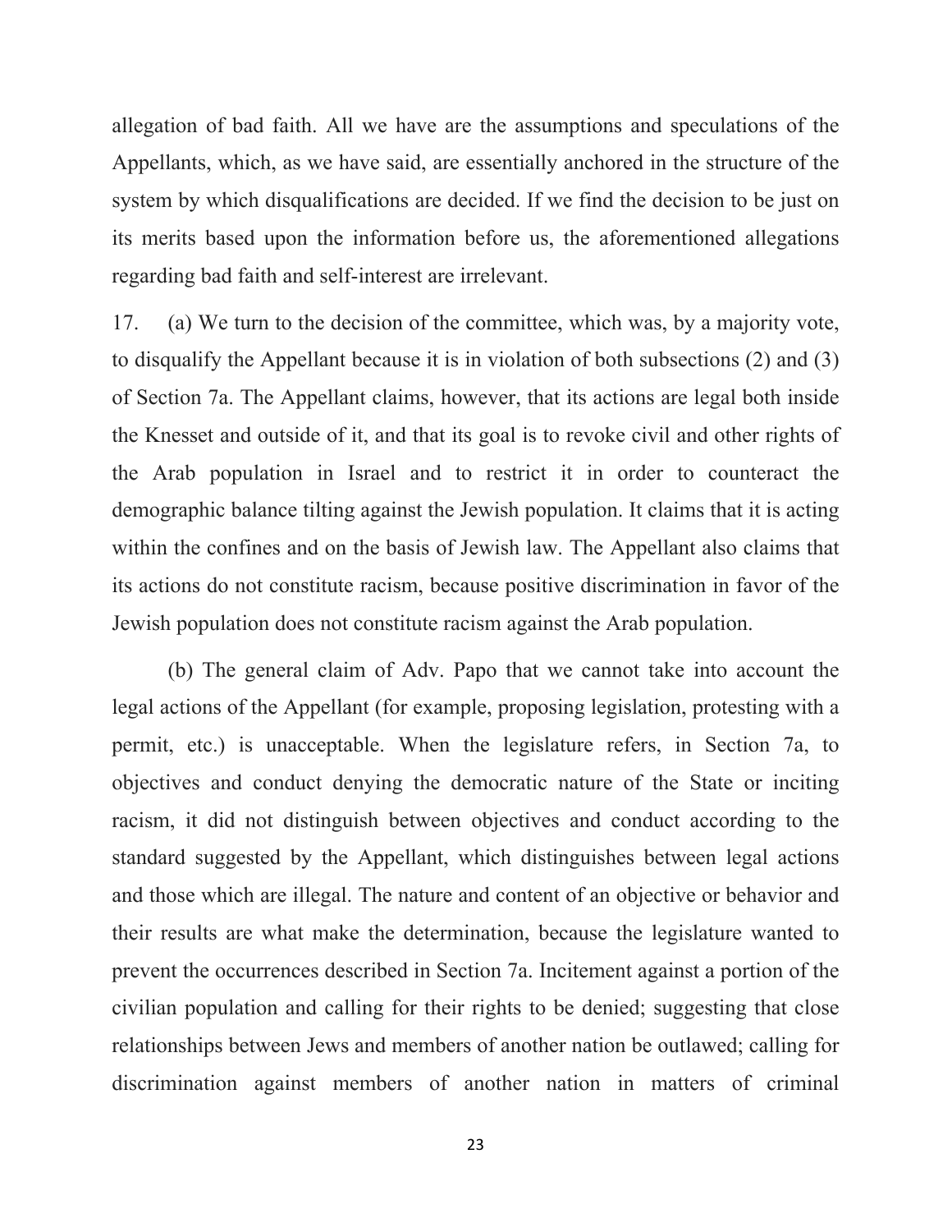allegation of bad faith. All we have are the assumptions and speculations of the Appellants, which, as we have said, are essentially anchored in the structure of the system by which disqualifications are decided. If we find the decision to be just on its merits based upon the information before us, the aforementioned allegations regarding bad faith and self-interest are irrelevant.

17. (a) We turn to the decision of the committee, which was, by a majority vote, to disqualify the Appellant because it is in violation of both subsections (2) and (3) of Section 7a. The Appellant claims, however, that its actions are legal both inside the Knesset and outside of it, and that its goal is to revoke civil and other rights of the Arab population in Israel and to restrict it in order to counteract the demographic balance tilting against the Jewish population. It claims that it is acting within the confines and on the basis of Jewish law. The Appellant also claims that its actions do not constitute racism, because positive discrimination in favor of the Jewish population does not constitute racism against the Arab population.

(b) The general claim of Adv. Papo that we cannot take into account the legal actions of the Appellant (for example, proposing legislation, protesting with a permit, etc.) is unacceptable. When the legislature refers, in Section 7a, to objectives and conduct denying the democratic nature of the State or inciting racism, it did not distinguish between objectives and conduct according to the standard suggested by the Appellant, which distinguishes between legal actions and those which are illegal. The nature and content of an objective or behavior and their results are what make the determination, because the legislature wanted to prevent the occurrences described in Section 7a. Incitement against a portion of the civilian population and calling for their rights to be denied; suggesting that close relationships between Jews and members of another nation be outlawed; calling for discrimination against members of another nation in matters of criminal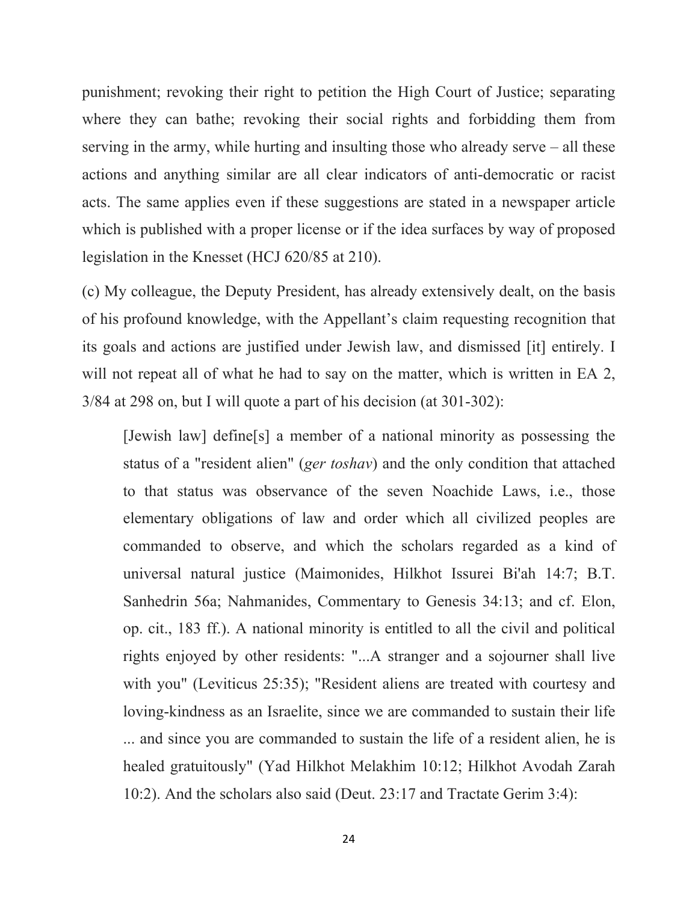punishment; revoking their right to petition the High Court of Justice; separating where they can bathe; revoking their social rights and forbidding them from serving in the army, while hurting and insulting those who already serve – all these actions and anything similar are all clear indicators of anti-democratic or racist acts. The same applies even if these suggestions are stated in a newspaper article which is published with a proper license or if the idea surfaces by way of proposed legislation in the Knesset (HCJ 620/85 at 210).

(c) My colleague, the Deputy President, has already extensively dealt, on the basis of his profound knowledge, with the Appellant's claim requesting recognition that its goals and actions are justified under Jewish law, and dismissed [it] entirely. I will not repeat all of what he had to say on the matter, which is written in EA 2, 3/84 at 298 on, but I will quote a part of his decision (at 301-302):

> [Jewish law] define[s] a member of a national minority as possessing the status of a "resident alien" (*ger toshav*) and the only condition that attached to that status was observance of the seven Noachide Laws, i.e., those elementary obligations of law and order which all civilized peoples are commanded to observe, and which the scholars regarded as a kind of universal natural justice (Maimonides, Hilkhot Issurei Bi'ah 14:7; B.T. Sanhedrin 56a; Nahmanides, Commentary to Genesis 34:13; and cf. Elon, op. cit., 183 ff.). A national minority is entitled to all the civil and political rights enjoyed by other residents: "...A stranger and a sojourner shall live with you" (Leviticus 25:35); "Resident aliens are treated with courtesy and loving-kindness as an Israelite, since we are commanded to sustain their life ... and since you are commanded to sustain the life of a resident alien, he is healed gratuitously" (Yad Hilkhot Melakhim 10:12; Hilkhot Avodah Zarah 10:2). And the scholars also said (Deut. 23:17 and Tractate Gerim 3:4):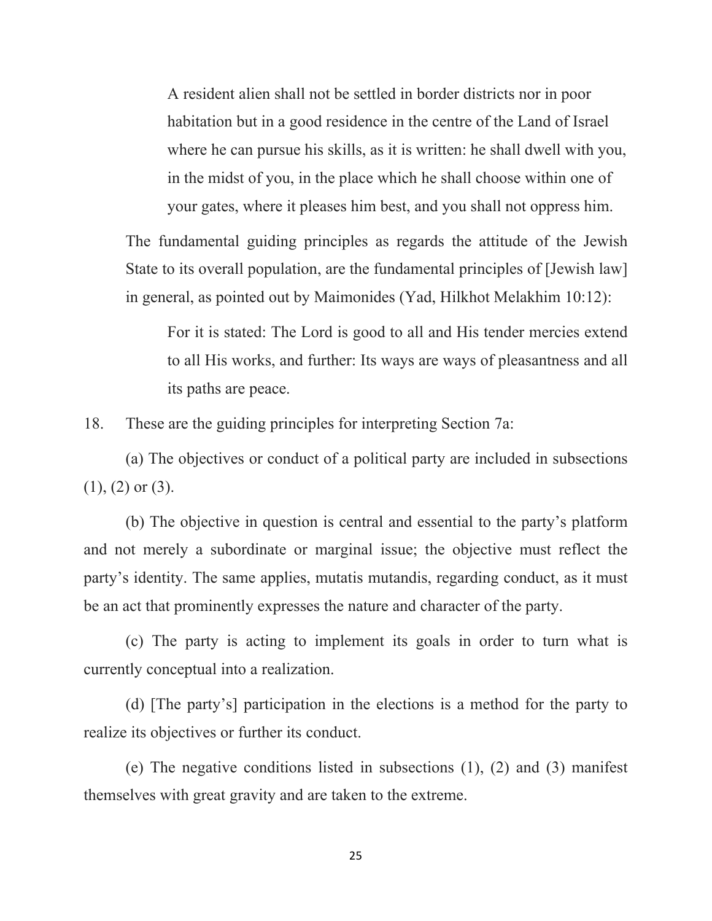> A resident alien shall not be settled in border districts nor in poor habitation but in a good residence in the centre of the Land of Israel where he can pursue his skills, as it is written: he shall dwell with you, in the midst of you, in the place which he shall choose within one of your gates, where it pleases him best, and you shall not oppress him.

The fundamental guiding principles as regards the attitude of the Jewish State to its overall population, are the fundamental principles of [Jewish law] in general, as pointed out by Maimonides (Yad, Hilkhot Melakhim 10:12):

> For it is stated: The Lord is good to all and His tender mercies extend to all His works, and further: Its ways are ways of pleasantness and all its paths are peace.

18. These are the guiding principles for interpreting Section 7a:

(a) The objectives or conduct of a political party are included in subsections (1), (2) or (3).

(b) The objective in question is central and essential to the party's platform and not merely a subordinate or marginal issue; the objective must reflect the party's identity. The same applies, mutatis mutandis, regarding conduct, as it must be an act that prominently expresses the nature and character of the party.

(c) The party is acting to implement its goals in order to turn what is currently conceptual into a realization.

(d) [The party's] participation in the elections is a method for the party to realize its objectives or further its conduct.

(e) The negative conditions listed in subsections (1), (2) and (3) manifest themselves with great gravity and are taken to the extreme.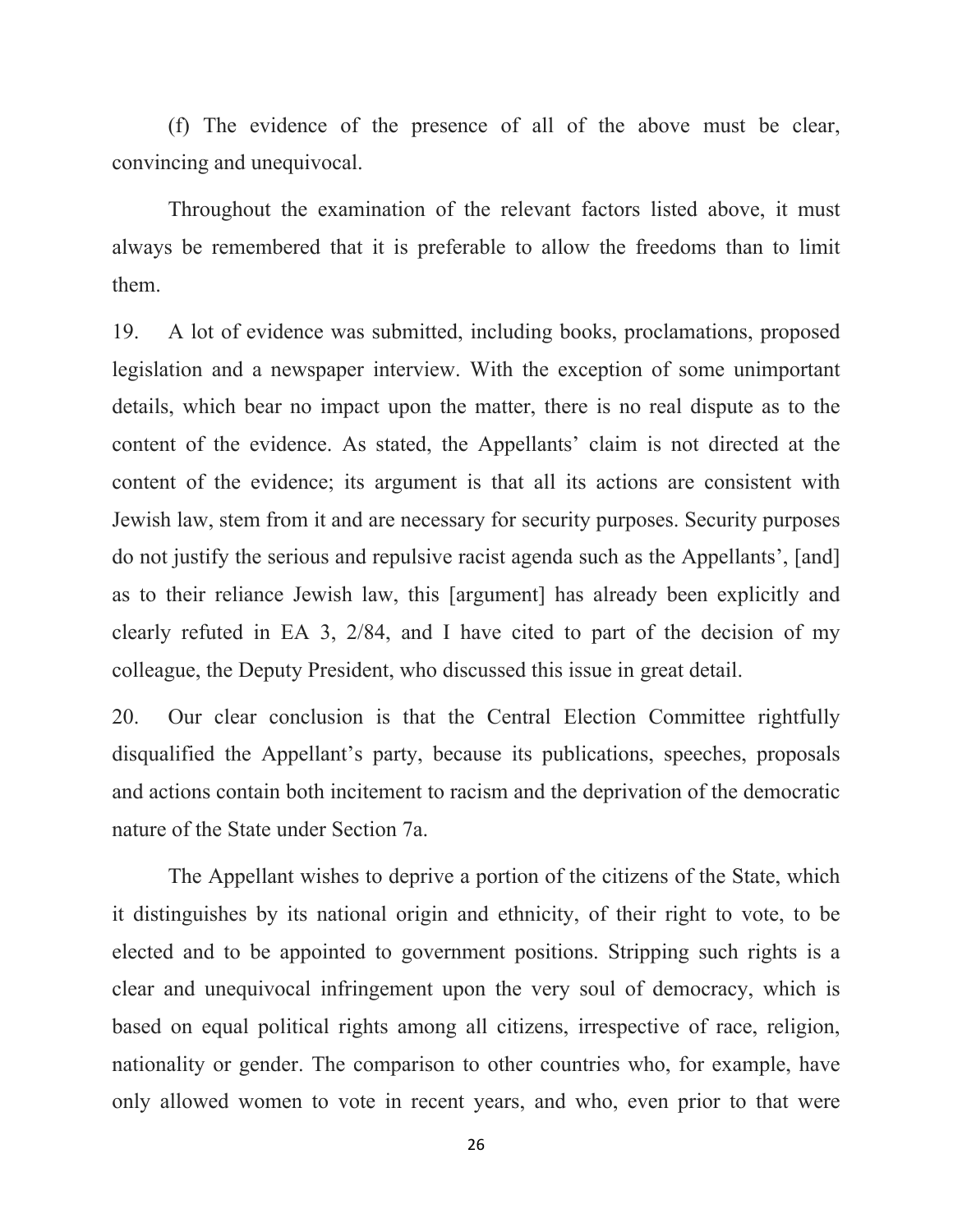(f) The evidence of the presence of all of the above must be clear, convincing and unequivocal.

Throughout the examination of the relevant factors listed above, it must always be remembered that it is preferable to allow the freedoms than to limit them.

19. A lot of evidence was submitted, including books, proclamations, proposed legislation and a newspaper interview. With the exception of some unimportant details, which bear no impact upon the matter, there is no real dispute as to the content of the evidence. As stated, the Appellants' claim is not directed at the content of the evidence; its argument is that all its actions are consistent with Jewish law, stem from it and are necessary for security purposes. Security purposes do not justify the serious and repulsive racist agenda such as the Appellants', [and] as to their reliance Jewish law, this [argument] has already been explicitly and clearly refuted in EA 3, 2/84, and I have cited to part of the decision of my colleague, the Deputy President, who discussed this issue in great detail.

20. Our clear conclusion is that the Central Election Committee rightfully disqualified the Appellant's party, because its publications, speeches, proposals and actions contain both incitement to racism and the deprivation of the democratic nature of the State under Section 7a.

The Appellant wishes to deprive a portion of the citizens of the State, which it distinguishes by its national origin and ethnicity, of their right to vote, to be elected and to be appointed to government positions. Stripping such rights is a clear and unequivocal infringement upon the very soul of democracy, which is based on equal political rights among all citizens, irrespective of race, religion, nationality or gender. The comparison to other countries who, for example, have only allowed women to vote in recent years, and who, even prior to that were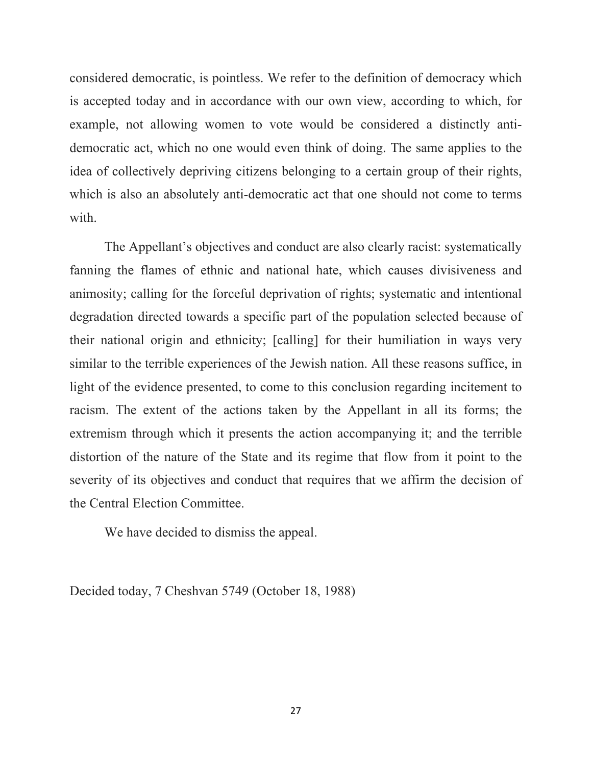considered democratic, is pointless. We refer to the definition of democracy which is accepted today and in accordance with our own view, according to which, for example, not allowing women to vote would be considered a distinctly anti-democratic act, which no one would even think of doing. The same applies to the idea of collectively depriving citizens belonging to a certain group of their rights, which is also an absolutely anti-democratic act that one should not come to terms with.

The Appellant's objectives and conduct are also clearly racist: systematically fanning the flames of ethnic and national hate, which causes divisiveness and animosity; calling for the forceful deprivation of rights; systematic and intentional degradation directed towards a specific part of the population selected because of their national origin and ethnicity; [calling] for their humiliation in ways very similar to the terrible experiences of the Jewish nation. All these reasons suffice, in light of the evidence presented, to come to this conclusion regarding incitement to racism. The extent of the actions taken by the Appellant in all its forms; the extremism through which it presents the action accompanying it; and the terrible distortion of the nature of the State and its regime that flow from it point to the severity of its objectives and conduct that requires that we affirm the decision of the Central Election Committee.

We have decided to dismiss the appeal.

Decided today, 7 Cheshvan 5749 (October 18, 1988)